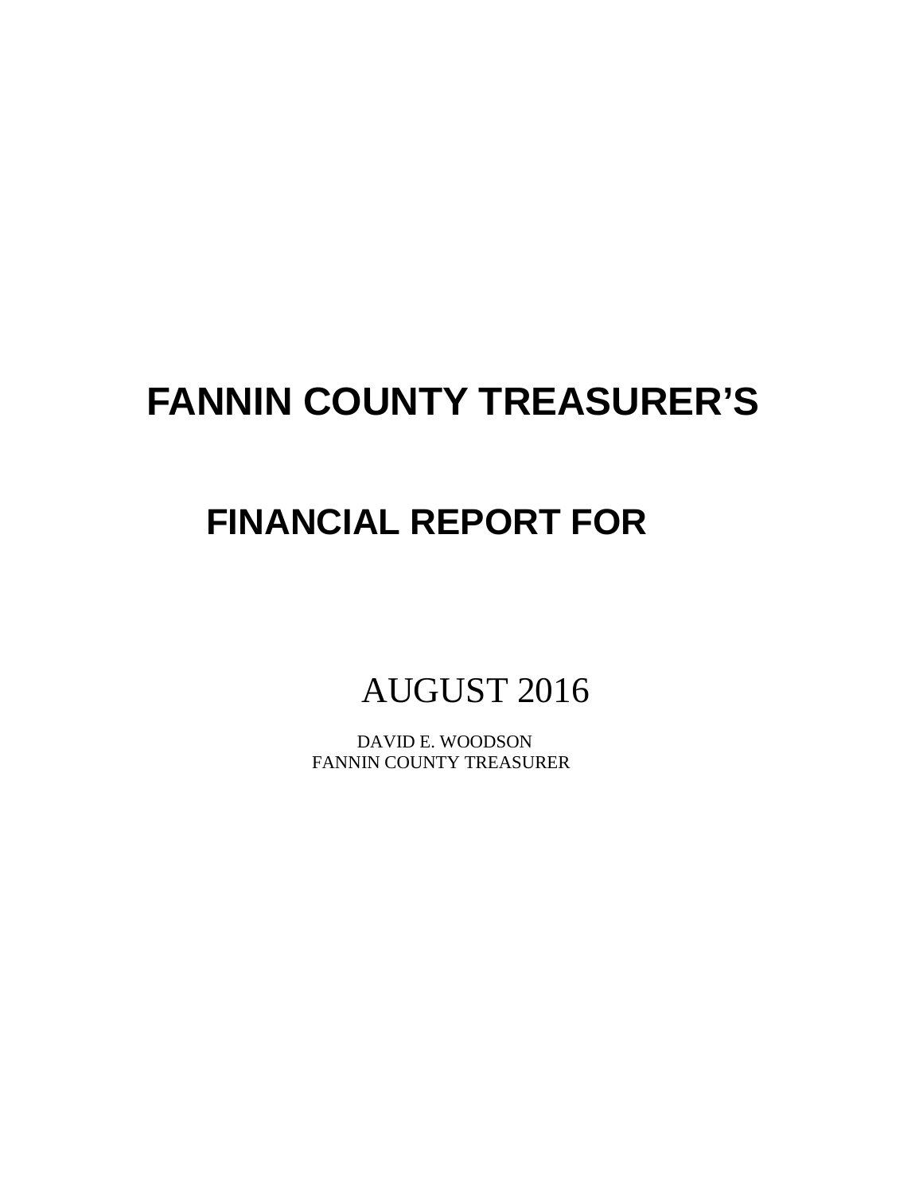# FANNIN COUNTY TREASURER'S

## FINANCIAL REPORT FOR

AUGUST 2016

DAVID E. WOODSON
FANNIN COUNTY TREASURER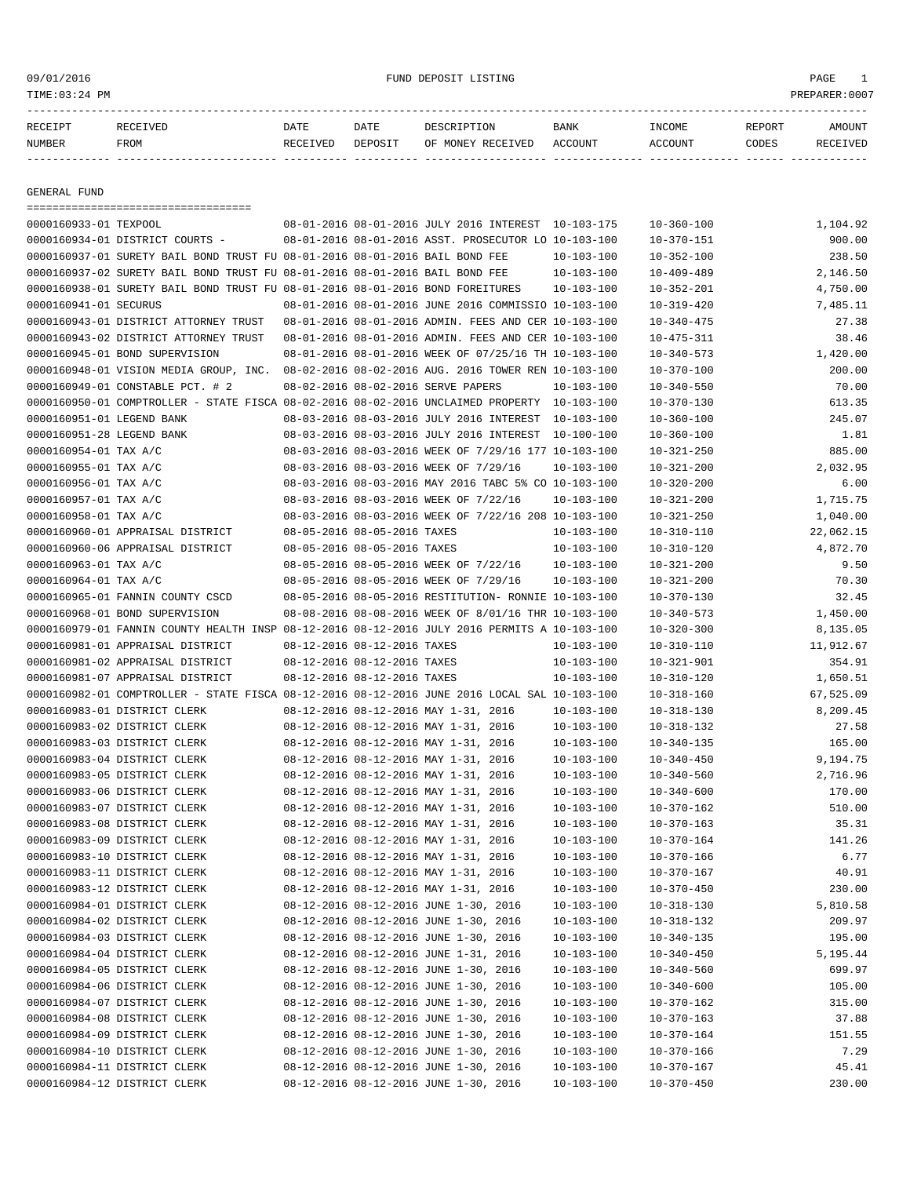09/01/2016 FUND DEPOSIT LISTING

TIME:03:24 PM PREPARER:0007

| RECEIPT NUMBER | RECEIVED FROM | DATE RECEIVED | DATE DEPOSIT | DESCRIPTION OF MONEY RECEIVED | BANK ACCOUNT | INCOME ACCOUNT | REPORT CODES | AMOUNT RECEIVED |
|---|---|---|---|---|---|---|---|---|

## GENERAL FUND

| RECEIPT NUMBER | RECEIVED FROM | DATE RECEIVED | DATE DEPOSIT | DESCRIPTION OF MONEY RECEIVED | BANK ACCOUNT | INCOME ACCOUNT | REPORT CODES | AMOUNT RECEIVED |
|---|---|---|---|---|---|---|---|---|
| 0000160933-01 | TEXPOOL | 08-01-2016 | 08-01-2016 | JULY 2016 INTEREST | 10-103-175 | 10-360-100 | | 1,104.92 |
| 0000160934-01 | DISTRICT COURTS - | 08-01-2016 | 08-01-2016 | ASST. PROSECUTOR LO | 10-103-100 | 10-370-151 | | 900.00 |
| 0000160937-01 | SURETY BAIL BOND TRUST FU | 08-01-2016 | 08-01-2016 | BAIL BOND FEE | 10-103-100 | 10-352-100 | | 238.50 |
| 0000160937-02 | SURETY BAIL BOND TRUST FU | 08-01-2016 | 08-01-2016 | BAIL BOND FEE | 10-103-100 | 10-409-489 | | 2,146.50 |
| 0000160938-01 | SURETY BAIL BOND TRUST FU | 08-01-2016 | 08-01-2016 | BOND FOREITURES | 10-103-100 | 10-352-201 | | 4,750.00 |
| 0000160941-01 | SECURUS | 08-01-2016 | 08-01-2016 | JUNE 2016 COMMISSIO | 10-103-100 | 10-319-420 | | 7,485.11 |
| 0000160943-01 | DISTRICT ATTORNEY TRUST | 08-01-2016 | 08-01-2016 | ADMIN. FEES AND CER | 10-103-100 | 10-340-475 | | 27.38 |
| 0000160943-02 | DISTRICT ATTORNEY TRUST | 08-01-2016 | 08-01-2016 | ADMIN. FEES AND CER | 10-103-100 | 10-475-311 | | 38.46 |
| 0000160945-01 | BOND SUPERVISION | 08-01-2016 | 08-01-2016 | WEEK OF 07/25/16 TH | 10-103-100 | 10-340-573 | | 1,420.00 |
| 0000160948-01 | VISION MEDIA GROUP, INC. | 08-02-2016 | 08-02-2016 | AUG. 2016 TOWER REN | 10-103-100 | 10-370-100 | | 200.00 |
| 0000160949-01 | CONSTABLE PCT. # 2 | 08-02-2016 | 08-02-2016 | SERVE PAPERS | 10-103-100 | 10-340-550 | | 70.00 |
| 0000160950-01 | COMPTROLLER - STATE FISCA | 08-02-2016 | 08-02-2016 | UNCLAIMED PROPERTY | 10-103-100 | 10-370-130 | | 613.35 |
| 0000160951-01 | LEGEND BANK | 08-03-2016 | 08-03-2016 | JULY 2016 INTEREST | 10-103-100 | 10-360-100 | | 245.07 |
| 0000160951-28 | LEGEND BANK | 08-03-2016 | 08-03-2016 | JULY 2016 INTEREST | 10-100-100 | 10-360-100 | | 1.81 |
| 0000160954-01 | TAX A/C | 08-03-2016 | 08-03-2016 | WEEK OF 7/29/16 177 | 10-103-100 | 10-321-250 | | 885.00 |
| 0000160955-01 | TAX A/C | 08-03-2016 | 08-03-2016 | WEEK OF 7/29/16 | 10-103-100 | 10-321-200 | | 2,032.95 |
| 0000160956-01 | TAX A/C | 08-03-2016 | 08-03-2016 | MAY 2016 TABC 5% CO | 10-103-100 | 10-320-200 | | 6.00 |
| 0000160957-01 | TAX A/C | 08-03-2016 | 08-03-2016 | WEEK OF 7/22/16 | 10-103-100 | 10-321-200 | | 1,715.75 |
| 0000160958-01 | TAX A/C | 08-03-2016 | 08-03-2016 | WEEK OF 7/22/16 208 | 10-103-100 | 10-321-250 | | 1,040.00 |
| 0000160960-01 | APPRAISAL DISTRICT | 08-05-2016 | 08-05-2016 | TAXES | 10-103-100 | 10-310-110 | | 22,062.15 |
| 0000160960-06 | APPRAISAL DISTRICT | 08-05-2016 | 08-05-2016 | TAXES | 10-103-100 | 10-310-120 | | 4,872.70 |
| 0000160963-01 | TAX A/C | 08-05-2016 | 08-05-2016 | WEEK OF 7/22/16 | 10-103-100 | 10-321-200 | | 9.50 |
| 0000160964-01 | TAX A/C | 08-05-2016 | 08-05-2016 | WEEK OF 7/29/16 | 10-103-100 | 10-321-200 | | 70.30 |
| 0000160965-01 | FANNIN COUNTY CSCD | 08-05-2016 | 08-05-2016 | RESTITUTION- RONNIE | 10-103-100 | 10-370-130 | | 32.45 |
| 0000160968-01 | BOND SUPERVISION | 08-08-2016 | 08-08-2016 | WEEK OF 8/01/16 THR | 10-103-100 | 10-340-573 | | 1,450.00 |
| 0000160979-01 | FANNIN COUNTY HEALTH INSP | 08-12-2016 | 08-12-2016 | JULY 2016 PERMITS A | 10-103-100 | 10-320-300 | | 8,135.05 |
| 0000160981-01 | APPRAISAL DISTRICT | 08-12-2016 | 08-12-2016 | TAXES | 10-103-100 | 10-310-110 | | 11,912.67 |
| 0000160981-02 | APPRAISAL DISTRICT | 08-12-2016 | 08-12-2016 | TAXES | 10-103-100 | 10-321-901 | | 354.91 |
| 0000160981-07 | APPRAISAL DISTRICT | 08-12-2016 | 08-12-2016 | TAXES | 10-103-100 | 10-310-120 | | 1,650.51 |
| 0000160982-01 | COMPTROLLER - STATE FISCA | 08-12-2016 | 08-12-2016 | JUNE 2016 LOCAL SAL | 10-103-100 | 10-318-160 | | 67,525.09 |
| 0000160983-01 | DISTRICT CLERK | 08-12-2016 | 08-12-2016 | MAY 1-31, 2016 | 10-103-100 | 10-318-130 | | 8,209.45 |
| 0000160983-02 | DISTRICT CLERK | 08-12-2016 | 08-12-2016 | MAY 1-31, 2016 | 10-103-100 | 10-318-132 | | 27.58 |
| 0000160983-03 | DISTRICT CLERK | 08-12-2016 | 08-12-2016 | MAY 1-31, 2016 | 10-103-100 | 10-340-135 | | 165.00 |
| 0000160983-04 | DISTRICT CLERK | 08-12-2016 | 08-12-2016 | MAY 1-31, 2016 | 10-103-100 | 10-340-450 | | 9,194.75 |
| 0000160983-05 | DISTRICT CLERK | 08-12-2016 | 08-12-2016 | MAY 1-31, 2016 | 10-103-100 | 10-340-560 | | 2,716.96 |
| 0000160983-06 | DISTRICT CLERK | 08-12-2016 | 08-12-2016 | MAY 1-31, 2016 | 10-103-100 | 10-340-600 | | 170.00 |
| 0000160983-07 | DISTRICT CLERK | 08-12-2016 | 08-12-2016 | MAY 1-31, 2016 | 10-103-100 | 10-370-162 | | 510.00 |
| 0000160983-08 | DISTRICT CLERK | 08-12-2016 | 08-12-2016 | MAY 1-31, 2016 | 10-103-100 | 10-370-163 | | 35.31 |
| 0000160983-09 | DISTRICT CLERK | 08-12-2016 | 08-12-2016 | MAY 1-31, 2016 | 10-103-100 | 10-370-164 | | 141.26 |
| 0000160983-10 | DISTRICT CLERK | 08-12-2016 | 08-12-2016 | MAY 1-31, 2016 | 10-103-100 | 10-370-166 | | 6.77 |
| 0000160983-11 | DISTRICT CLERK | 08-12-2016 | 08-12-2016 | MAY 1-31, 2016 | 10-103-100 | 10-370-167 | | 40.91 |
| 0000160983-12 | DISTRICT CLERK | 08-12-2016 | 08-12-2016 | MAY 1-31, 2016 | 10-103-100 | 10-370-450 | | 230.00 |
| 0000160984-01 | DISTRICT CLERK | 08-12-2016 | 08-12-2016 | JUNE 1-30, 2016 | 10-103-100 | 10-318-130 | | 5,810.58 |
| 0000160984-02 | DISTRICT CLERK | 08-12-2016 | 08-12-2016 | JUNE 1-30, 2016 | 10-103-100 | 10-318-132 | | 209.97 |
| 0000160984-03 | DISTRICT CLERK | 08-12-2016 | 08-12-2016 | JUNE 1-30, 2016 | 10-103-100 | 10-340-135 | | 195.00 |
| 0000160984-04 | DISTRICT CLERK | 08-12-2016 | 08-12-2016 | JUNE 1-31, 2016 | 10-103-100 | 10-340-450 | | 5,195.44 |
| 0000160984-05 | DISTRICT CLERK | 08-12-2016 | 08-12-2016 | JUNE 1-30, 2016 | 10-103-100 | 10-340-560 | | 699.97 |
| 0000160984-06 | DISTRICT CLERK | 08-12-2016 | 08-12-2016 | JUNE 1-30, 2016 | 10-103-100 | 10-340-600 | | 105.00 |
| 0000160984-07 | DISTRICT CLERK | 08-12-2016 | 08-12-2016 | JUNE 1-30, 2016 | 10-103-100 | 10-370-162 | | 315.00 |
| 0000160984-08 | DISTRICT CLERK | 08-12-2016 | 08-12-2016 | JUNE 1-30, 2016 | 10-103-100 | 10-370-163 | | 37.88 |
| 0000160984-09 | DISTRICT CLERK | 08-12-2016 | 08-12-2016 | JUNE 1-30, 2016 | 10-103-100 | 10-370-164 | | 151.55 |
| 0000160984-10 | DISTRICT CLERK | 08-12-2016 | 08-12-2016 | JUNE 1-30, 2016 | 10-103-100 | 10-370-166 | | 7.29 |
| 0000160984-11 | DISTRICT CLERK | 08-12-2016 | 08-12-2016 | JUNE 1-30, 2016 | 10-103-100 | 10-370-167 | | 45.41 |
| 0000160984-12 | DISTRICT CLERK | 08-12-2016 | 08-12-2016 | JUNE 1-30, 2016 | 10-103-100 | 10-370-450 | | 230.00 |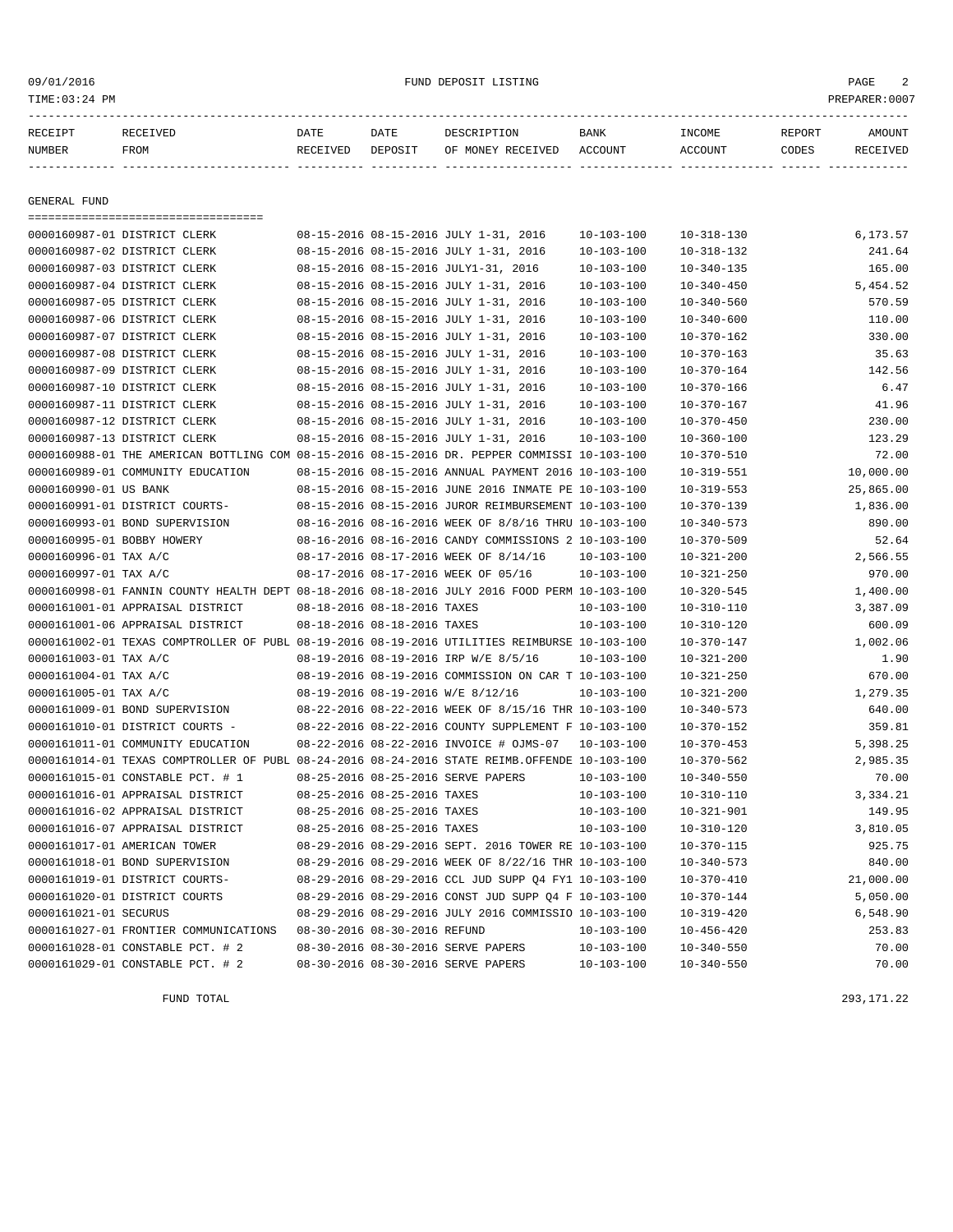09/01/2016 FUND DEPOSIT LISTING

TIME:03:24 PM PREPARER:0007

| RECEIPT NUMBER | RECEIVED FROM | DATE RECEIVED | DATE DEPOSIT | DESCRIPTION OF MONEY RECEIVED | BANK ACCOUNT | INCOME ACCOUNT | REPORT CODES | AMOUNT RECEIVED |
|---|---|---|---|---|---|---|---|---|

## GENERAL FUND

| RECEIPT NUMBER | RECEIVED FROM | DATE RECEIVED | DATE DEPOSIT | DESCRIPTION OF MONEY RECEIVED | BANK ACCOUNT | INCOME ACCOUNT | REPORT CODES | AMOUNT RECEIVED |
|---|---|---|---|---|---|---|---|---|
| 0000160987-01 | DISTRICT CLERK | 08-15-2016 | 08-15-2016 | JULY 1-31, 2016 | 10-103-100 | 10-318-130 | | 6,173.57 |
| 0000160987-02 | DISTRICT CLERK | 08-15-2016 | 08-15-2016 | JULY 1-31, 2016 | 10-103-100 | 10-318-132 | | 241.64 |
| 0000160987-03 | DISTRICT CLERK | 08-15-2016 | 08-15-2016 | JULY1-31, 2016 | 10-103-100 | 10-340-135 | | 165.00 |
| 0000160987-04 | DISTRICT CLERK | 08-15-2016 | 08-15-2016 | JULY 1-31, 2016 | 10-103-100 | 10-340-450 | | 5,454.52 |
| 0000160987-05 | DISTRICT CLERK | 08-15-2016 | 08-15-2016 | JULY 1-31, 2016 | 10-103-100 | 10-340-560 | | 570.59 |
| 0000160987-06 | DISTRICT CLERK | 08-15-2016 | 08-15-2016 | JULY 1-31, 2016 | 10-103-100 | 10-340-600 | | 110.00 |
| 0000160987-07 | DISTRICT CLERK | 08-15-2016 | 08-15-2016 | JULY 1-31, 2016 | 10-103-100 | 10-370-162 | | 330.00 |
| 0000160987-08 | DISTRICT CLERK | 08-15-2016 | 08-15-2016 | JULY 1-31, 2016 | 10-103-100 | 10-370-163 | | 35.63 |
| 0000160987-09 | DISTRICT CLERK | 08-15-2016 | 08-15-2016 | JULY 1-31, 2016 | 10-103-100 | 10-370-164 | | 142.56 |
| 0000160987-10 | DISTRICT CLERK | 08-15-2016 | 08-15-2016 | JULY 1-31, 2016 | 10-103-100 | 10-370-166 | | 6.47 |
| 0000160987-11 | DISTRICT CLERK | 08-15-2016 | 08-15-2016 | JULY 1-31, 2016 | 10-103-100 | 10-370-167 | | 41.96 |
| 0000160987-12 | DISTRICT CLERK | 08-15-2016 | 08-15-2016 | JULY 1-31, 2016 | 10-103-100 | 10-370-450 | | 230.00 |
| 0000160987-13 | DISTRICT CLERK | 08-15-2016 | 08-15-2016 | JULY 1-31, 2016 | 10-103-100 | 10-360-100 | | 123.29 |
| 0000160988-01 | THE AMERICAN BOTTLING COM | 08-15-2016 | 08-15-2016 | DR. PEPPER COMMISSI | 10-103-100 | 10-370-510 | | 72.00 |
| 0000160989-01 | COMMUNITY EDUCATION | 08-15-2016 | 08-15-2016 | ANNUAL PAYMENT 2016 | 10-103-100 | 10-319-551 | | 10,000.00 |
| 0000160990-01 | US BANK | 08-15-2016 | 08-15-2016 | JUNE 2016 INMATE PE | 10-103-100 | 10-319-553 | | 25,865.00 |
| 0000160991-01 | DISTRICT COURTS- | 08-15-2016 | 08-15-2016 | JUROR REIMBURSEMENT | 10-103-100 | 10-370-139 | | 1,836.00 |
| 0000160993-01 | BOND SUPERVISION | 08-16-2016 | 08-16-2016 | WEEK OF 8/8/16 THRU | 10-103-100 | 10-340-573 | | 890.00 |
| 0000160995-01 | BOBBY HOWERY | 08-16-2016 | 08-16-2016 | CANDY COMMISSIONS 2 | 10-103-100 | 10-370-509 | | 52.64 |
| 0000160996-01 | TAX A/C | 08-17-2016 | 08-17-2016 | WEEK OF 8/14/16 | 10-103-100 | 10-321-200 | | 2,566.55 |
| 0000160997-01 | TAX A/C | 08-17-2016 | 08-17-2016 | WEEK OF 05/16 | 10-103-100 | 10-321-250 | | 970.00 |
| 0000160998-01 | FANNIN COUNTY HEALTH DEPT | 08-18-2016 | 08-18-2016 | JULY 2016 FOOD PERM | 10-103-100 | 10-320-545 | | 1,400.00 |
| 0000161001-01 | APPRAISAL DISTRICT | 08-18-2016 | 08-18-2016 | TAXES | 10-103-100 | 10-310-110 | | 3,387.09 |
| 0000161001-06 | APPRAISAL DISTRICT | 08-18-2016 | 08-18-2016 | TAXES | 10-103-100 | 10-310-120 | | 600.09 |
| 0000161002-01 | TEXAS COMPTROLLER OF PUBL | 08-19-2016 | 08-19-2016 | UTILITIES REIMBURSE | 10-103-100 | 10-370-147 | | 1,002.06 |
| 0000161003-01 | TAX A/C | 08-19-2016 | 08-19-2016 | IRP W/E 8/5/16 | 10-103-100 | 10-321-200 | | 1.90 |
| 0000161004-01 | TAX A/C | 08-19-2016 | 08-19-2016 | COMMISSION ON CAR T | 10-103-100 | 10-321-250 | | 670.00 |
| 0000161005-01 | TAX A/C | 08-19-2016 | 08-19-2016 | W/E 8/12/16 | 10-103-100 | 10-321-200 | | 1,279.35 |
| 0000161009-01 | BOND SUPERVISION | 08-22-2016 | 08-22-2016 | WEEK OF 8/15/16 THR | 10-103-100 | 10-340-573 | | 640.00 |
| 0000161010-01 | DISTRICT COURTS - | 08-22-2016 | 08-22-2016 | COUNTY SUPPLEMENT F | 10-103-100 | 10-370-152 | | 359.81 |
| 0000161011-01 | COMMUNITY EDUCATION | 08-22-2016 | 08-22-2016 | INVOICE # OJMS-07 | 10-103-100 | 10-370-453 | | 5,398.25 |
| 0000161014-01 | TEXAS COMPTROLLER OF PUBL | 08-24-2016 | 08-24-2016 | STATE REIMB.OFFENDE | 10-103-100 | 10-370-562 | | 2,985.35 |
| 0000161015-01 | CONSTABLE PCT. # 1 | 08-25-2016 | 08-25-2016 | SERVE PAPERS | 10-103-100 | 10-340-550 | | 70.00 |
| 0000161016-01 | APPRAISAL DISTRICT | 08-25-2016 | 08-25-2016 | TAXES | 10-103-100 | 10-310-110 | | 3,334.21 |
| 0000161016-02 | APPRAISAL DISTRICT | 08-25-2016 | 08-25-2016 | TAXES | 10-103-100 | 10-321-901 | | 149.95 |
| 0000161016-07 | APPRAISAL DISTRICT | 08-25-2016 | 08-25-2016 | TAXES | 10-103-100 | 10-310-120 | | 3,810.05 |
| 0000161017-01 | AMERICAN TOWER | 08-29-2016 | 08-29-2016 | SEPT. 2016 TOWER RE | 10-103-100 | 10-370-115 | | 925.75 |
| 0000161018-01 | BOND SUPERVISION | 08-29-2016 | 08-29-2016 | WEEK OF 8/22/16 THR | 10-103-100 | 10-340-573 | | 840.00 |
| 0000161019-01 | DISTRICT COURTS- | 08-29-2016 | 08-29-2016 | CCL JUD SUPP Q4 FY1 | 10-103-100 | 10-370-410 | | 21,000.00 |
| 0000161020-01 | DISTRICT COURTS | 08-29-2016 | 08-29-2016 | CONST JUD SUPP Q4 F | 10-103-100 | 10-370-144 | | 5,050.00 |
| 0000161021-01 | SECURUS | 08-29-2016 | 08-29-2016 | JULY 2016 COMMISSIO | 10-103-100 | 10-319-420 | | 6,548.90 |
| 0000161027-01 | FRONTIER COMMUNICATIONS | 08-30-2016 | 08-30-2016 | REFUND | 10-103-100 | 10-456-420 | | 253.83 |
| 0000161028-01 | CONSTABLE PCT. # 2 | 08-30-2016 | 08-30-2016 | SERVE PAPERS | 10-103-100 | 10-340-550 | | 70.00 |
| 0000161029-01 | CONSTABLE PCT. # 2 | 08-30-2016 | 08-30-2016 | SERVE PAPERS | 10-103-100 | 10-340-550 | | 70.00 |

FUND TOTAL 293,171.22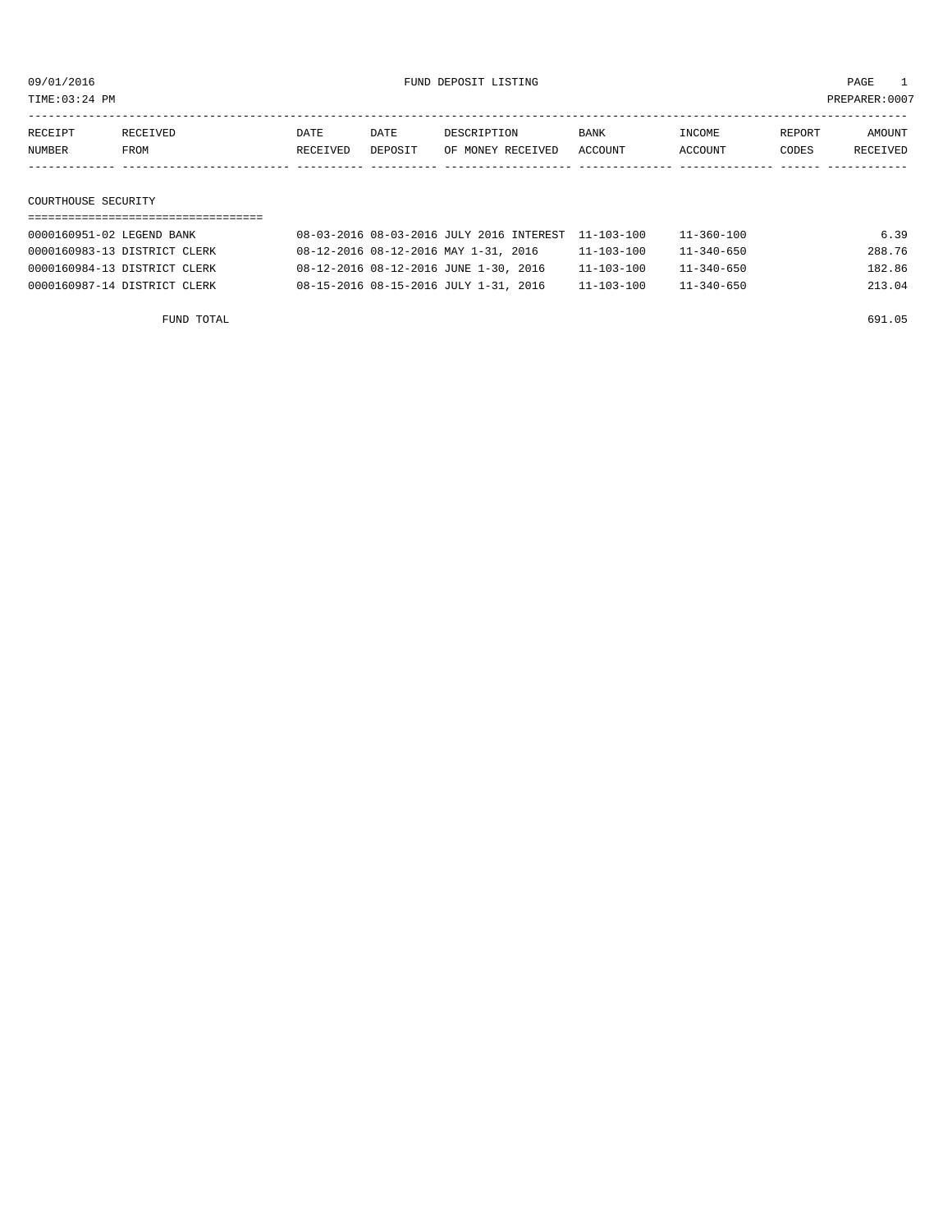09/01/2016 FUND DEPOSIT LISTING PAGE 1

TIME:03:24 PM PREPARER:0007

| RECEIPT NUMBER | RECEIVED FROM | DATE RECEIVED | DATE DEPOSIT | DESCRIPTION OF MONEY RECEIVED | BANK ACCOUNT | INCOME ACCOUNT | REPORT CODES | AMOUNT RECEIVED |
|---|---|---|---|---|---|---|---|---|
| **COURTHOUSE SECURITY** | | | | | | | | |
| 0000160951-02 | LEGEND BANK | 08-03-2016 | 08-03-2016 | JULY 2016 INTEREST | 11-103-100 | 11-360-100 | | 6.39 |
| 0000160983-13 | DISTRICT CLERK | 08-12-2016 | 08-12-2016 | MAY 1-31, 2016 | 11-103-100 | 11-340-650 | | 288.76 |
| 0000160984-13 | DISTRICT CLERK | 08-12-2016 | 08-12-2016 | JUNE 1-30, 2016 | 11-103-100 | 11-340-650 | | 182.86 |
| 0000160987-14 | DISTRICT CLERK | 08-15-2016 | 08-15-2016 | JULY 1-31, 2016 | 11-103-100 | 11-340-650 | | 213.04 |
| | FUND TOTAL | | | | | | | 691.05 |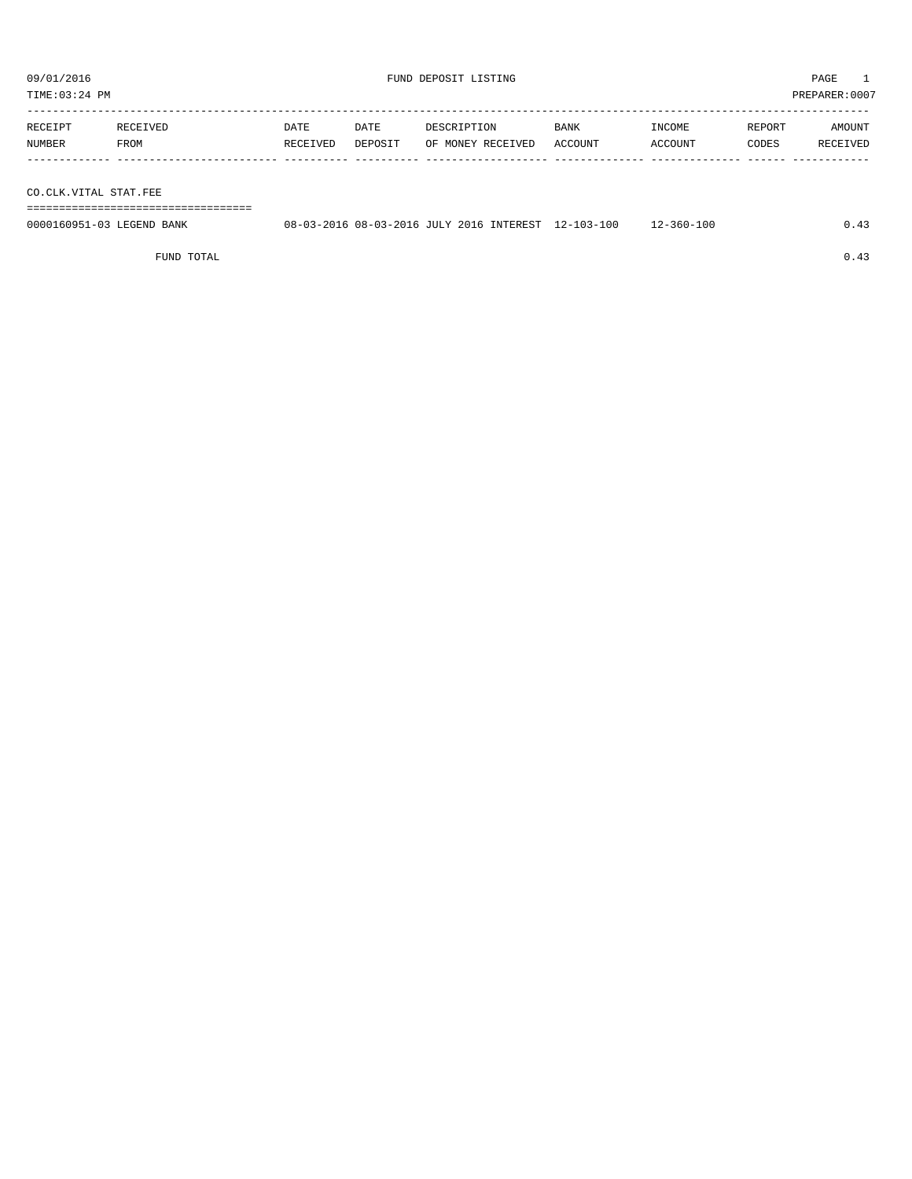# FUND DEPOSIT LISTING

09/01/2016
TIME:03:24 PM
PREPARER:0007

| RECEIPT NUMBER | RECEIVED FROM | DATE RECEIVED | DATE DEPOSIT | DESCRIPTION OF MONEY RECEIVED | BANK ACCOUNT | INCOME ACCOUNT | REPORT CODES | AMOUNT RECEIVED |
|---|---|---|---|---|---|---|---|---|
| **CO.CLK.VITAL STAT.FEE** | | | | | | | | |
| 0000160951-03 | LEGEND BANK | 08-03-2016 | 08-03-2016 | JULY 2016 INTEREST | 12-103-100 | 12-360-100 | | 0.43 |
| | FUND TOTAL | | | | | | | 0.43 |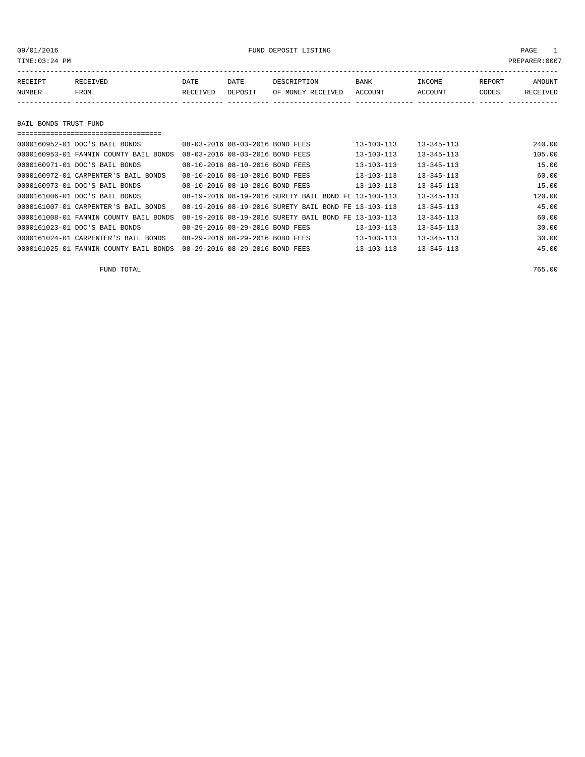# FUND DEPOSIT LISTING

09/01/2016
TIME:03:24 PM
PREPARER:0007

| RECEIPT NUMBER | RECEIVED FROM | DATE RECEIVED | DATE DEPOSIT | DESCRIPTION OF MONEY RECEIVED | BANK ACCOUNT | INCOME ACCOUNT | REPORT CODES | AMOUNT RECEIVED |
|---|---|---|---|---|---|---|---|---|

## BAIL BONDS TRUST FUND

| RECEIPT NUMBER | RECEIVED FROM | DATE RECEIVED | DATE DEPOSIT | DESCRIPTION OF MONEY RECEIVED | BANK ACCOUNT | INCOME ACCOUNT | REPORT CODES | AMOUNT RECEIVED |
|---|---|---|---|---|---|---|---|---|
| 0000160952-01 | DOC'S BAIL BONDS | 08-03-2016 | 08-03-2016 | BOND FEES | 13-103-113 | 13-345-113 | | 240.00 |
| 0000160953-01 | FANNIN COUNTY BAIL BONDS | 08-03-2016 | 08-03-2016 | BOND FEES | 13-103-113 | 13-345-113 | | 105.00 |
| 0000160971-01 | DOC'S BAIL BONDS | 08-10-2016 | 08-10-2016 | BOND FEES | 13-103-113 | 13-345-113 | | 15.00 |
| 0000160972-01 | CARPENTER'S BAIL BONDS | 08-10-2016 | 08-10-2016 | BOND FEES | 13-103-113 | 13-345-113 | | 60.00 |
| 0000160973-01 | DOC'S BAIL BONDS | 08-10-2016 | 08-10-2016 | BOND FEES | 13-103-113 | 13-345-113 | | 15.00 |
| 0000161006-01 | DOC'S BAIL BONDS | 08-19-2016 | 08-19-2016 | SURETY BAIL BOND FE | 13-103-113 | 13-345-113 | | 120.00 |
| 0000161007-01 | CARPENTER'S BAIL BONDS | 08-19-2016 | 08-19-2016 | SURETY BAIL BOND FE | 13-103-113 | 13-345-113 | | 45.00 |
| 0000161008-01 | FANNIN COUNTY BAIL BONDS | 08-19-2016 | 08-19-2016 | SURETY BAIL BOND FE | 13-103-113 | 13-345-113 | | 60.00 |
| 0000161023-01 | DOC'S BAIL BONDS | 08-29-2016 | 08-29-2016 | BOND FEES | 13-103-113 | 13-345-113 | | 30.00 |
| 0000161024-01 | CARPENTER'S BAIL BONDS | 08-29-2016 | 08-29-2016 | BOBD FEES | 13-103-113 | 13-345-113 | | 30.00 |
| 0000161025-01 | FANNIN COUNTY BAIL BONDS | 08-29-2016 | 08-29-2016 | BOND FEES | 13-103-113 | 13-345-113 | | 45.00 |

FUND TOTAL 765.00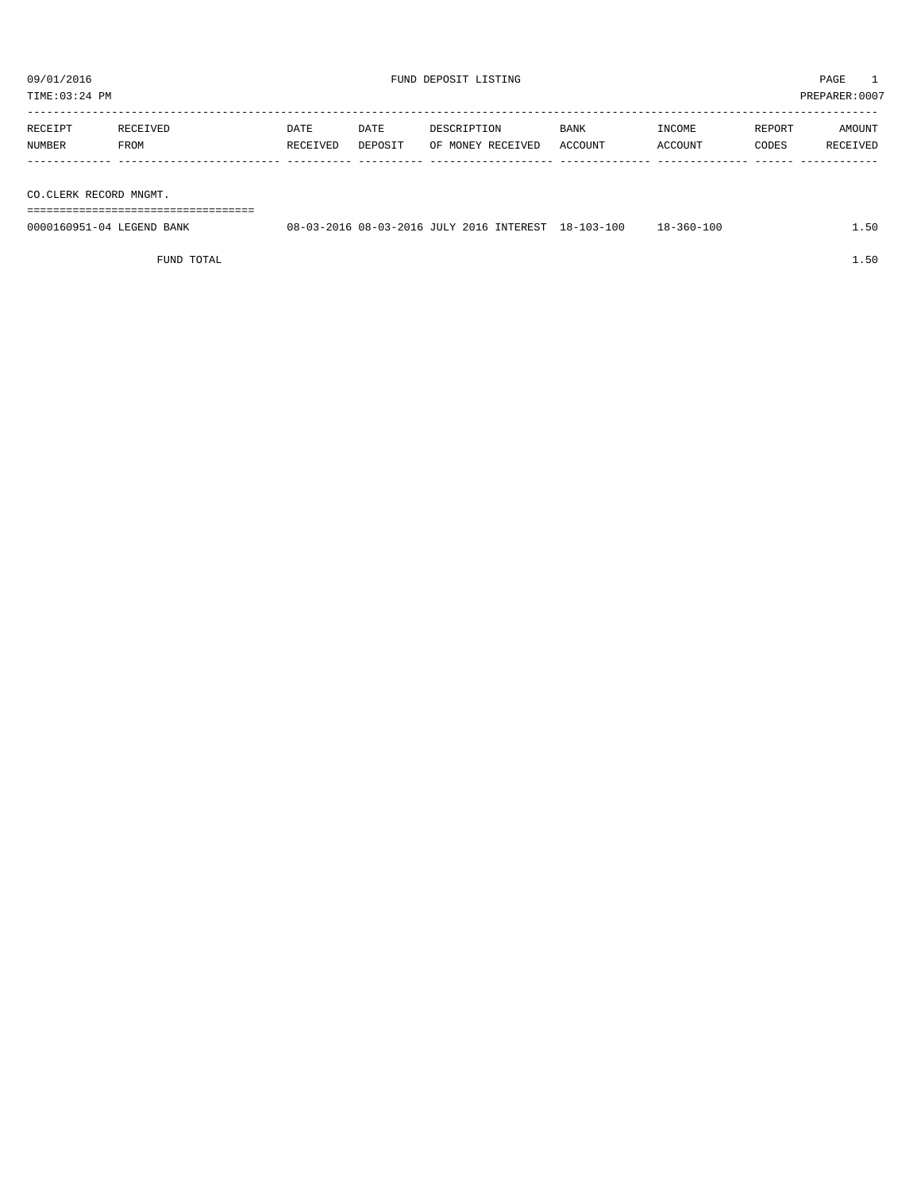09/01/2016 FUND DEPOSIT LISTING

TIME:03:24 PM PREPARER:0007

| RECEIPT NUMBER | RECEIVED FROM | DATE RECEIVED | DATE DEPOSIT | DESCRIPTION OF MONEY RECEIVED | BANK ACCOUNT | INCOME ACCOUNT | REPORT CODES | AMOUNT RECEIVED |
|---|---|---|---|---|---|---|---|---|
| **CO.CLERK RECORD MNGMT.** | | | | | | | | |
| 0000160951-04 | LEGEND BANK | 08-03-2016 | 08-03-2016 | JULY 2016 INTEREST | 18-103-100 | 18-360-100 | | 1.50 |
| | FUND TOTAL | | | | | | | 1.50 |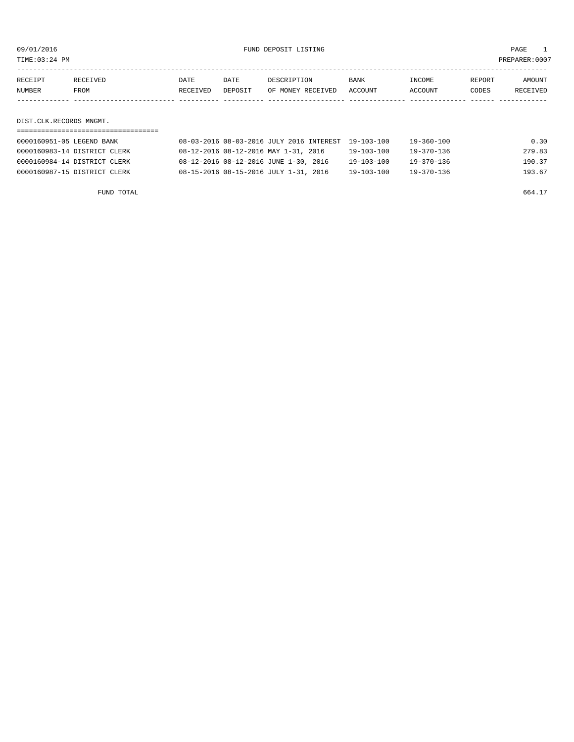09/01/2016 FUND DEPOSIT LISTING PAGE 1

TIME:03:24 PM PREPARER:0007

| RECEIPT NUMBER | RECEIVED FROM | DATE RECEIVED | DATE DEPOSIT | DESCRIPTION OF MONEY RECEIVED | BANK ACCOUNT | INCOME ACCOUNT | REPORT CODES | AMOUNT RECEIVED |
|---|---|---|---|---|---|---|---|---|
| **DIST.CLK.RECORDS MNGMT.** | | | | | | | | |
| 0000160951-05 | LEGEND BANK | 08-03-2016 | 08-03-2016 | JULY 2016 INTEREST | 19-103-100 | 19-360-100 | | 0.30 |
| 0000160983-14 | DISTRICT CLERK | 08-12-2016 | 08-12-2016 | MAY 1-31, 2016 | 19-103-100 | 19-370-136 | | 279.83 |
| 0000160984-14 | DISTRICT CLERK | 08-12-2016 | 08-12-2016 | JUNE 1-30, 2016 | 19-103-100 | 19-370-136 | | 190.37 |
| 0000160987-15 | DISTRICT CLERK | 08-15-2016 | 08-15-2016 | JULY 1-31, 2016 | 19-103-100 | 19-370-136 | | 193.67 |
| | FUND TOTAL | | | | | | | 664.17 |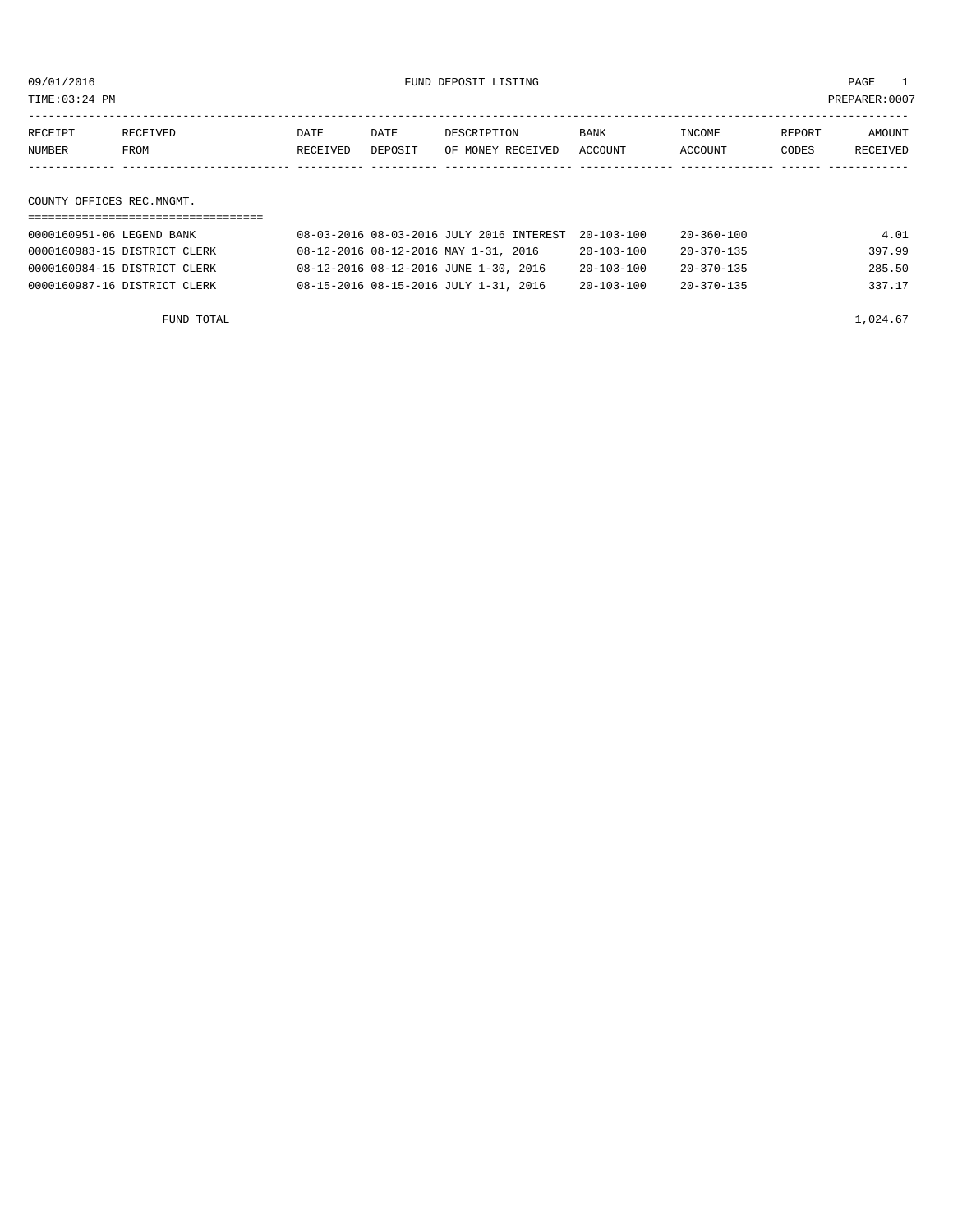09/01/2016 FUND DEPOSIT LISTING PAGE 1

TIME:03:24 PM PREPARER:0007

| RECEIPT NUMBER | RECEIVED FROM | DATE RECEIVED | DATE DEPOSIT | DESCRIPTION OF MONEY RECEIVED | BANK ACCOUNT | INCOME ACCOUNT | REPORT CODES | AMOUNT RECEIVED |
|---|---|---|---|---|---|---|---|---|
| **COUNTY OFFICES REC.MNGMT.** | | | | | | | | |
| 0000160951-06 | LEGEND BANK | 08-03-2016 | 08-03-2016 | JULY 2016 INTEREST | 20-103-100 | 20-360-100 | | 4.01 |
| 0000160983-15 | DISTRICT CLERK | 08-12-2016 | 08-12-2016 | MAY 1-31, 2016 | 20-103-100 | 20-370-135 | | 397.99 |
| 0000160984-15 | DISTRICT CLERK | 08-12-2016 | 08-12-2016 | JUNE 1-30, 2016 | 20-103-100 | 20-370-135 | | 285.50 |
| 0000160987-16 | DISTRICT CLERK | 08-15-2016 | 08-15-2016 | JULY 1-31, 2016 | 20-103-100 | 20-370-135 | | 337.17 |
| | FUND TOTAL | | | | | | | 1,024.67 |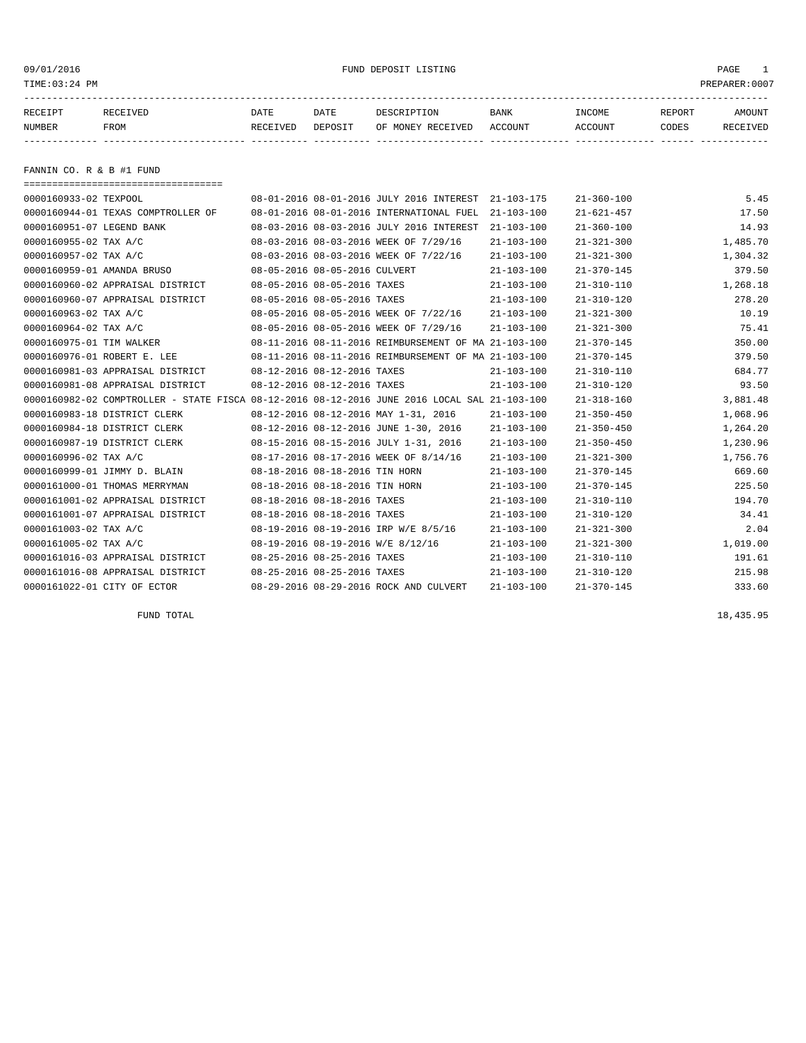09/01/2016 FUND DEPOSIT LISTING
TIME:03:24 PM PREPARER:0007

## FANNIN CO. R & B #1 FUND

| RECEIPT NUMBER | RECEIVED FROM | DATE RECEIVED | DATE DEPOSIT | DESCRIPTION OF MONEY RECEIVED | BANK ACCOUNT | INCOME ACCOUNT | REPORT CODES | AMOUNT RECEIVED |
|---|---|---|---|---|---|---|---|---|
| 0000160933-02 | TEXPOOL | 08-01-2016 | 08-01-2016 | JULY 2016 INTEREST | 21-103-175 | 21-360-100 | | 5.45 |
| 0000160944-01 | TEXAS COMPTROLLER OF | 08-01-2016 | 08-01-2016 | INTERNATIONAL FUEL | 21-103-100 | 21-621-457 | | 17.50 |
| 0000160951-07 | LEGEND BANK | 08-03-2016 | 08-03-2016 | JULY 2016 INTEREST | 21-103-100 | 21-360-100 | | 14.93 |
| 0000160955-02 | TAX A/C | 08-03-2016 | 08-03-2016 | WEEK OF 7/29/16 | 21-103-100 | 21-321-300 | | 1,485.70 |
| 0000160957-02 | TAX A/C | 08-03-2016 | 08-03-2016 | WEEK OF 7/22/16 | 21-103-100 | 21-321-300 | | 1,304.32 |
| 0000160959-01 | AMANDA BRUSO | 08-05-2016 | 08-05-2016 | CULVERT | 21-103-100 | 21-370-145 | | 379.50 |
| 0000160960-02 | APPRAISAL DISTRICT | 08-05-2016 | 08-05-2016 | TAXES | 21-103-100 | 21-310-110 | | 1,268.18 |
| 0000160960-07 | APPRAISAL DISTRICT | 08-05-2016 | 08-05-2016 | TAXES | 21-103-100 | 21-310-120 | | 278.20 |
| 0000160963-02 | TAX A/C | 08-05-2016 | 08-05-2016 | WEEK OF 7/22/16 | 21-103-100 | 21-321-300 | | 10.19 |
| 0000160964-02 | TAX A/C | 08-05-2016 | 08-05-2016 | WEEK OF 7/29/16 | 21-103-100 | 21-321-300 | | 75.41 |
| 0000160975-01 | TIM WALKER | 08-11-2016 | 08-11-2016 | REIMBURSEMENT OF MA | 21-103-100 | 21-370-145 | | 350.00 |
| 0000160976-01 | ROBERT E. LEE | 08-11-2016 | 08-11-2016 | REIMBURSEMENT OF MA | 21-103-100 | 21-370-145 | | 379.50 |
| 0000160981-03 | APPRAISAL DISTRICT | 08-12-2016 | 08-12-2016 | TAXES | 21-103-100 | 21-310-110 | | 684.77 |
| 0000160981-08 | APPRAISAL DISTRICT | 08-12-2016 | 08-12-2016 | TAXES | 21-103-100 | 21-310-120 | | 93.50 |
| 0000160982-02 | COMPTROLLER - STATE FISCA | 08-12-2016 | 08-12-2016 | JUNE 2016 LOCAL SAL | 21-103-100 | 21-318-160 | | 3,881.48 |
| 0000160983-18 | DISTRICT CLERK | 08-12-2016 | 08-12-2016 | MAY 1-31, 2016 | 21-103-100 | 21-350-450 | | 1,068.96 |
| 0000160984-18 | DISTRICT CLERK | 08-12-2016 | 08-12-2016 | JUNE 1-30, 2016 | 21-103-100 | 21-350-450 | | 1,264.20 |
| 0000160987-19 | DISTRICT CLERK | 08-15-2016 | 08-15-2016 | JULY 1-31, 2016 | 21-103-100 | 21-350-450 | | 1,230.96 |
| 0000160996-02 | TAX A/C | 08-17-2016 | 08-17-2016 | WEEK OF 8/14/16 | 21-103-100 | 21-321-300 | | 1,756.76 |
| 0000160999-01 | JIMMY D. BLAIN | 08-18-2016 | 08-18-2016 | TIN HORN | 21-103-100 | 21-370-145 | | 669.60 |
| 0000161000-01 | THOMAS MERRYMAN | 08-18-2016 | 08-18-2016 | TIN HORN | 21-103-100 | 21-370-145 | | 225.50 |
| 0000161001-02 | APPRAISAL DISTRICT | 08-18-2016 | 08-18-2016 | TAXES | 21-103-100 | 21-310-110 | | 194.70 |
| 0000161001-07 | APPRAISAL DISTRICT | 08-18-2016 | 08-18-2016 | TAXES | 21-103-100 | 21-310-120 | | 34.41 |
| 0000161003-02 | TAX A/C | 08-19-2016 | 08-19-2016 | IRP W/E 8/5/16 | 21-103-100 | 21-321-300 | | 2.04 |
| 0000161005-02 | TAX A/C | 08-19-2016 | 08-19-2016 | W/E 8/12/16 | 21-103-100 | 21-321-300 | | 1,019.00 |
| 0000161016-03 | APPRAISAL DISTRICT | 08-25-2016 | 08-25-2016 | TAXES | 21-103-100 | 21-310-110 | | 191.61 |
| 0000161016-08 | APPRAISAL DISTRICT | 08-25-2016 | 08-25-2016 | TAXES | 21-103-100 | 21-310-120 | | 215.98 |
| 0000161022-01 | CITY OF ECTOR | 08-29-2016 | 08-29-2016 | ROCK AND CULVERT | 21-103-100 | 21-370-145 | | 333.60 |
| | FUND TOTAL | | | | | | | 18,435.95 |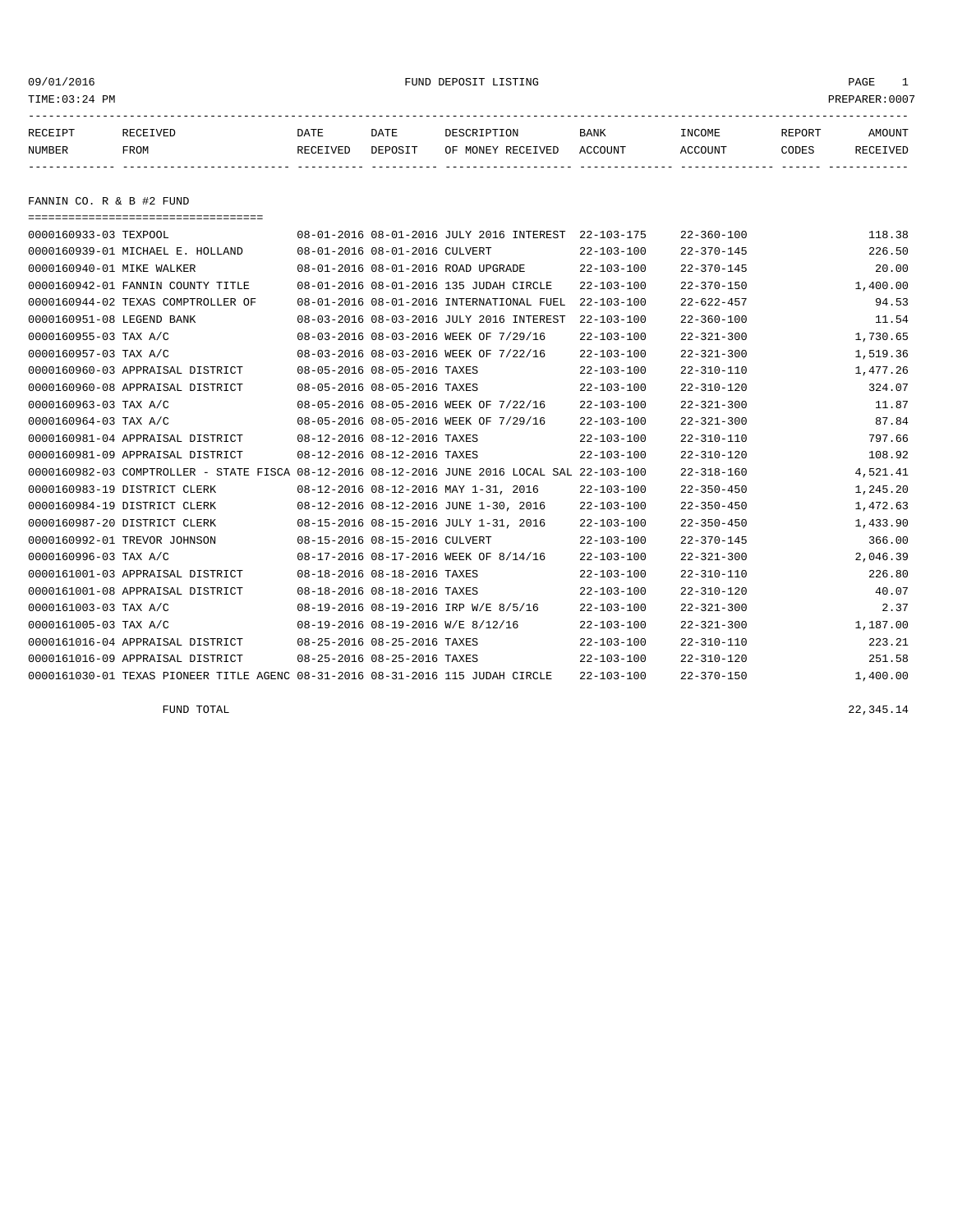FUND DEPOSIT LISTING

| RECEIPT NUMBER | RECEIVED FROM | DATE RECEIVED | DATE DEPOSIT | DESCRIPTION OF MONEY RECEIVED | BANK ACCOUNT | INCOME ACCOUNT | REPORT CODES | AMOUNT RECEIVED |
|---|---|---|---|---|---|---|---|---|

## FANNIN CO. R & B #2 FUND

| RECEIPT NUMBER | RECEIVED FROM | DATE RECEIVED | DATE DEPOSIT | DESCRIPTION OF MONEY RECEIVED | BANK ACCOUNT | INCOME ACCOUNT | REPORT CODES | AMOUNT RECEIVED |
|---|---|---|---|---|---|---|---|---|
| 0000160933-03 | TEXPOOL | 08-01-2016 | 08-01-2016 | JULY 2016 INTEREST | 22-103-175 | 22-360-100 | | 118.38 |
| 0000160939-01 | MICHAEL E. HOLLAND | 08-01-2016 | 08-01-2016 | CULVERT | 22-103-100 | 22-370-145 | | 226.50 |
| 0000160940-01 | MIKE WALKER | 08-01-2016 | 08-01-2016 | ROAD UPGRADE | 22-103-100 | 22-370-145 | | 20.00 |
| 0000160942-01 | FANNIN COUNTY TITLE | 08-01-2016 | 08-01-2016 | 135 JUDAH CIRCLE | 22-103-100 | 22-370-150 | | 1,400.00 |
| 0000160944-02 | TEXAS COMPTROLLER OF | 08-01-2016 | 08-01-2016 | INTERNATIONAL FUEL | 22-103-100 | 22-622-457 | | 94.53 |
| 0000160951-08 | LEGEND BANK | 08-03-2016 | 08-03-2016 | JULY 2016 INTEREST | 22-103-100 | 22-360-100 | | 11.54 |
| 0000160955-03 | TAX A/C | 08-03-2016 | 08-03-2016 | WEEK OF 7/29/16 | 22-103-100 | 22-321-300 | | 1,730.65 |
| 0000160957-03 | TAX A/C | 08-03-2016 | 08-03-2016 | WEEK OF 7/22/16 | 22-103-100 | 22-321-300 | | 1,519.36 |
| 0000160960-03 | APPRAISAL DISTRICT | 08-05-2016 | 08-05-2016 | TAXES | 22-103-100 | 22-310-110 | | 1,477.26 |
| 0000160960-08 | APPRAISAL DISTRICT | 08-05-2016 | 08-05-2016 | TAXES | 22-103-100 | 22-310-120 | | 324.07 |
| 0000160963-03 | TAX A/C | 08-05-2016 | 08-05-2016 | WEEK OF 7/22/16 | 22-103-100 | 22-321-300 | | 11.87 |
| 0000160964-03 | TAX A/C | 08-05-2016 | 08-05-2016 | WEEK OF 7/29/16 | 22-103-100 | 22-321-300 | | 87.84 |
| 0000160981-04 | APPRAISAL DISTRICT | 08-12-2016 | 08-12-2016 | TAXES | 22-103-100 | 22-310-110 | | 797.66 |
| 0000160981-09 | APPRAISAL DISTRICT | 08-12-2016 | 08-12-2016 | TAXES | 22-103-100 | 22-310-120 | | 108.92 |
| 0000160982-03 | COMPTROLLER - STATE FISCA | 08-12-2016 | 08-12-2016 | JUNE 2016 LOCAL SAL | 22-103-100 | 22-318-160 | | 4,521.41 |
| 0000160983-19 | DISTRICT CLERK | 08-12-2016 | 08-12-2016 | MAY 1-31, 2016 | 22-103-100 | 22-350-450 | | 1,245.20 |
| 0000160984-19 | DISTRICT CLERK | 08-12-2016 | 08-12-2016 | JUNE 1-30, 2016 | 22-103-100 | 22-350-450 | | 1,472.63 |
| 0000160987-20 | DISTRICT CLERK | 08-15-2016 | 08-15-2016 | JULY 1-31, 2016 | 22-103-100 | 22-350-450 | | 1,433.90 |
| 0000160992-01 | TREVOR JOHNSON | 08-15-2016 | 08-15-2016 | CULVERT | 22-103-100 | 22-370-145 | | 366.00 |
| 0000160996-03 | TAX A/C | 08-17-2016 | 08-17-2016 | WEEK OF 8/14/16 | 22-103-100 | 22-321-300 | | 2,046.39 |
| 0000161001-03 | APPRAISAL DISTRICT | 08-18-2016 | 08-18-2016 | TAXES | 22-103-100 | 22-310-110 | | 226.80 |
| 0000161001-08 | APPRAISAL DISTRICT | 08-18-2016 | 08-18-2016 | TAXES | 22-103-100 | 22-310-120 | | 40.07 |
| 0000161003-03 | TAX A/C | 08-19-2016 | 08-19-2016 | IRP W/E 8/5/16 | 22-103-100 | 22-321-300 | | 2.37 |
| 0000161005-03 | TAX A/C | 08-19-2016 | 08-19-2016 | W/E 8/12/16 | 22-103-100 | 22-321-300 | | 1,187.00 |
| 0000161016-04 | APPRAISAL DISTRICT | 08-25-2016 | 08-25-2016 | TAXES | 22-103-100 | 22-310-110 | | 223.21 |
| 0000161016-09 | APPRAISAL DISTRICT | 08-25-2016 | 08-25-2016 | TAXES | 22-103-100 | 22-310-120 | | 251.58 |
| 0000161030-01 | TEXAS PIONEER TITLE AGENC | 08-31-2016 | 08-31-2016 | 115 JUDAH CIRCLE | 22-103-100 | 22-370-150 | | 1,400.00 |
| | FUND TOTAL | | | | | | | 22,345.14 |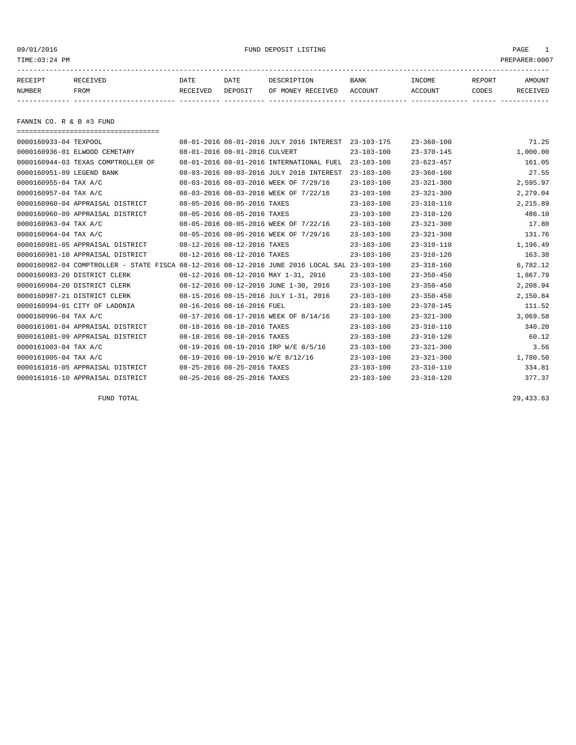FUND DEPOSIT LISTING

TIME:03:24 PM PREPARER:0007

| RECEIPT NUMBER | RECEIVED FROM | DATE RECEIVED | DATE DEPOSIT | DESCRIPTION OF MONEY RECEIVED | BANK ACCOUNT | INCOME ACCOUNT | REPORT CODES | AMOUNT RECEIVED |
|---|---|---|---|---|---|---|---|---|

## FANNIN CO. R & B #3 FUND

| RECEIPT NUMBER | RECEIVED FROM | DATE RECEIVED | DATE DEPOSIT | DESCRIPTION OF MONEY RECEIVED | BANK ACCOUNT | INCOME ACCOUNT | REPORT CODES | AMOUNT RECEIVED |
|---|---|---|---|---|---|---|---|---|
| 0000160933-04 | TEXPOOL | 08-01-2016 | 08-01-2016 | JULY 2016 INTEREST | 23-103-175 | 23-360-100 | | 71.25 |
| 0000160936-01 | ELWOOD CEMETARY | 08-01-2016 | 08-01-2016 | CULVERT | 23-103-100 | 23-370-145 | | 1,000.00 |
| 0000160944-03 | TEXAS COMPTROLLER OF | 08-01-2016 | 08-01-2016 | INTERNATIONAL FUEL | 23-103-100 | 23-623-457 | | 161.05 |
| 0000160951-09 | LEGEND BANK | 08-03-2016 | 08-03-2016 | JULY 2016 INTEREST | 23-103-100 | 23-360-100 | | 27.55 |
| 0000160955-04 | TAX A/C | 08-03-2016 | 08-03-2016 | WEEK OF 7/29/16 | 23-103-100 | 23-321-300 | | 2,595.97 |
| 0000160957-04 | TAX A/C | 08-03-2016 | 08-03-2016 | WEEK OF 7/22/16 | 23-103-100 | 23-321-300 | | 2,279.04 |
| 0000160960-04 | APPRAISAL DISTRICT | 08-05-2016 | 08-05-2016 | TAXES | 23-103-100 | 23-310-110 | | 2,215.89 |
| 0000160960-09 | APPRAISAL DISTRICT | 08-05-2016 | 08-05-2016 | TAXES | 23-103-100 | 23-310-120 | | 486.10 |
| 0000160963-04 | TAX A/C | 08-05-2016 | 08-05-2016 | WEEK OF 7/22/16 | 23-103-100 | 23-321-300 | | 17.80 |
| 0000160964-04 | TAX A/C | 08-05-2016 | 08-05-2016 | WEEK OF 7/29/16 | 23-103-100 | 23-321-300 | | 131.76 |
| 0000160981-05 | APPRAISAL DISTRICT | 08-12-2016 | 08-12-2016 | TAXES | 23-103-100 | 23-310-110 | | 1,196.49 |
| 0000160981-10 | APPRAISAL DISTRICT | 08-12-2016 | 08-12-2016 | TAXES | 23-103-100 | 23-310-120 | | 163.38 |
| 0000160982-04 | COMPTROLLER - STATE FISCA | 08-12-2016 | 08-12-2016 | JUNE 2016 LOCAL SAL | 23-103-100 | 23-318-160 | | 6,782.12 |
| 0000160983-20 | DISTRICT CLERK | 08-12-2016 | 08-12-2016 | MAY 1-31, 2016 | 23-103-100 | 23-350-450 | | 1,867.79 |
| 0000160984-20 | DISTRICT CLERK | 08-12-2016 | 08-12-2016 | JUNE 1-30, 2016 | 23-103-100 | 23-350-450 | | 2,208.94 |
| 0000160987-21 | DISTRICT CLERK | 08-15-2016 | 08-15-2016 | JULY 1-31, 2016 | 23-103-100 | 23-350-450 | | 2,150.84 |
| 0000160994-01 | CITY OF LADONIA | 08-16-2016 | 08-16-2016 | FUEL | 23-103-100 | 23-370-145 | | 111.52 |
| 0000160996-04 | TAX A/C | 08-17-2016 | 08-17-2016 | WEEK OF 8/14/16 | 23-103-100 | 23-321-300 | | 3,069.58 |
| 0000161001-04 | APPRAISAL DISTRICT | 08-18-2016 | 08-18-2016 | TAXES | 23-103-100 | 23-310-110 | | 340.20 |
| 0000161001-09 | APPRAISAL DISTRICT | 08-18-2016 | 08-18-2016 | TAXES | 23-103-100 | 23-310-120 | | 60.12 |
| 0000161003-04 | TAX A/C | 08-19-2016 | 08-19-2016 | IRP W/E 8/5/16 | 23-103-100 | 23-321-300 | | 3.56 |
| 0000161005-04 | TAX A/C | 08-19-2016 | 08-19-2016 | W/E 8/12/16 | 23-103-100 | 23-321-300 | | 1,780.50 |
| 0000161016-05 | APPRAISAL DISTRICT | 08-25-2016 | 08-25-2016 | TAXES | 23-103-100 | 23-310-110 | | 334.81 |
| 0000161016-10 | APPRAISAL DISTRICT | 08-25-2016 | 08-25-2016 | TAXES | 23-103-100 | 23-310-120 | | 377.37 |

FUND TOTAL 29,433.63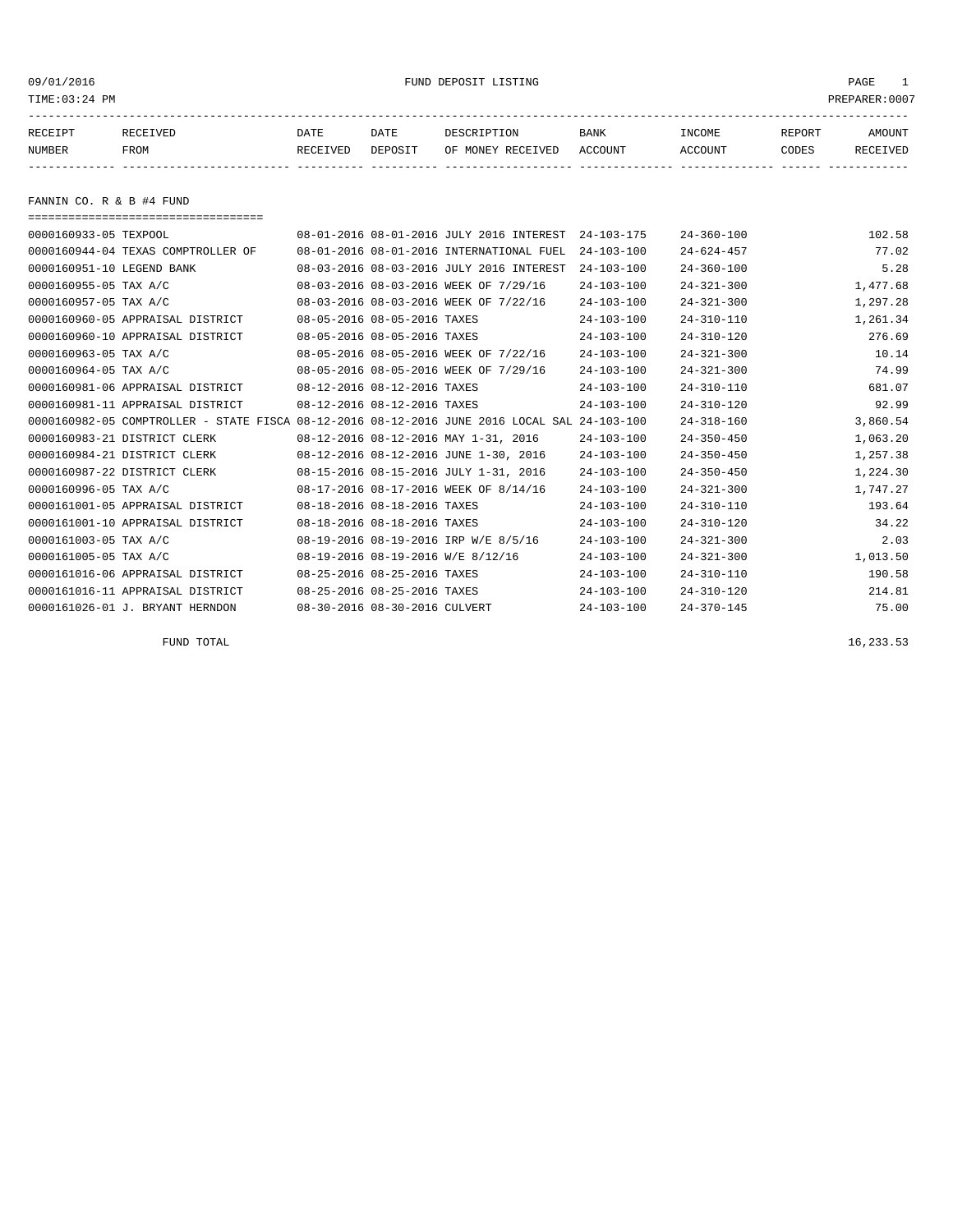09/01/2016 FUND DEPOSIT LISTING

TIME:03:24 PM PREPARER:0007

| RECEIPT NUMBER | RECEIVED FROM | DATE RECEIVED | DATE DEPOSIT | DESCRIPTION OF MONEY RECEIVED | BANK ACCOUNT | INCOME ACCOUNT | REPORT CODES | AMOUNT RECEIVED |
|---|---|---|---|---|---|---|---|---|

## FANNIN CO. R & B #4 FUND

| RECEIPT NUMBER | RECEIVED FROM | DATE RECEIVED | DATE DEPOSIT | DESCRIPTION OF MONEY RECEIVED | BANK ACCOUNT | INCOME ACCOUNT | REPORT CODES | AMOUNT RECEIVED |
|---|---|---|---|---|---|---|---|---|
| 0000160933-05 | TEXPOOL | 08-01-2016 | 08-01-2016 | JULY 2016 INTEREST | 24-103-175 | 24-360-100 | | 102.58 |
| 0000160944-04 | TEXAS COMPTROLLER OF | 08-01-2016 | 08-01-2016 | INTERNATIONAL FUEL | 24-103-100 | 24-624-457 | | 77.02 |
| 0000160951-10 | LEGEND BANK | 08-03-2016 | 08-03-2016 | JULY 2016 INTEREST | 24-103-100 | 24-360-100 | | 5.28 |
| 0000160955-05 | TAX A/C | 08-03-2016 | 08-03-2016 | WEEK OF 7/29/16 | 24-103-100 | 24-321-300 | | 1,477.68 |
| 0000160957-05 | TAX A/C | 08-03-2016 | 08-03-2016 | WEEK OF 7/22/16 | 24-103-100 | 24-321-300 | | 1,297.28 |
| 0000160960-05 | APPRAISAL DISTRICT | 08-05-2016 | 08-05-2016 | TAXES | 24-103-100 | 24-310-110 | | 1,261.34 |
| 0000160960-10 | APPRAISAL DISTRICT | 08-05-2016 | 08-05-2016 | TAXES | 24-103-100 | 24-310-120 | | 276.69 |
| 0000160963-05 | TAX A/C | 08-05-2016 | 08-05-2016 | WEEK OF 7/22/16 | 24-103-100 | 24-321-300 | | 10.14 |
| 0000160964-05 | TAX A/C | 08-05-2016 | 08-05-2016 | WEEK OF 7/29/16 | 24-103-100 | 24-321-300 | | 74.99 |
| 0000160981-06 | APPRAISAL DISTRICT | 08-12-2016 | 08-12-2016 | TAXES | 24-103-100 | 24-310-110 | | 681.07 |
| 0000160981-11 | APPRAISAL DISTRICT | 08-12-2016 | 08-12-2016 | TAXES | 24-103-100 | 24-310-120 | | 92.99 |
| 0000160982-05 | COMPTROLLER - STATE FISCA | 08-12-2016 | 08-12-2016 | JUNE 2016 LOCAL SAL | 24-103-100 | 24-318-160 | | 3,860.54 |
| 0000160983-21 | DISTRICT CLERK | 08-12-2016 | 08-12-2016 | MAY 1-31, 2016 | 24-103-100 | 24-350-450 | | 1,063.20 |
| 0000160984-21 | DISTRICT CLERK | 08-12-2016 | 08-12-2016 | JUNE 1-30, 2016 | 24-103-100 | 24-350-450 | | 1,257.38 |
| 0000160987-22 | DISTRICT CLERK | 08-15-2016 | 08-15-2016 | JULY 1-31, 2016 | 24-103-100 | 24-350-450 | | 1,224.30 |
| 0000160996-05 | TAX A/C | 08-17-2016 | 08-17-2016 | WEEK OF 8/14/16 | 24-103-100 | 24-321-300 | | 1,747.27 |
| 0000161001-05 | APPRAISAL DISTRICT | 08-18-2016 | 08-18-2016 | TAXES | 24-103-100 | 24-310-110 | | 193.64 |
| 0000161001-10 | APPRAISAL DISTRICT | 08-18-2016 | 08-18-2016 | TAXES | 24-103-100 | 24-310-120 | | 34.22 |
| 0000161003-05 | TAX A/C | 08-19-2016 | 08-19-2016 | IRP W/E 8/5/16 | 24-103-100 | 24-321-300 | | 2.03 |
| 0000161005-05 | TAX A/C | 08-19-2016 | 08-19-2016 | W/E 8/12/16 | 24-103-100 | 24-321-300 | | 1,013.50 |
| 0000161016-06 | APPRAISAL DISTRICT | 08-25-2016 | 08-25-2016 | TAXES | 24-103-100 | 24-310-110 | | 190.58 |
| 0000161016-11 | APPRAISAL DISTRICT | 08-25-2016 | 08-25-2016 | TAXES | 24-103-100 | 24-310-120 | | 214.81 |
| 0000161026-01 | J. BRYANT HERNDON | 08-30-2016 | 08-30-2016 | CULVERT | 24-103-100 | 24-370-145 | | 75.00 |

FUND TOTAL 16,233.53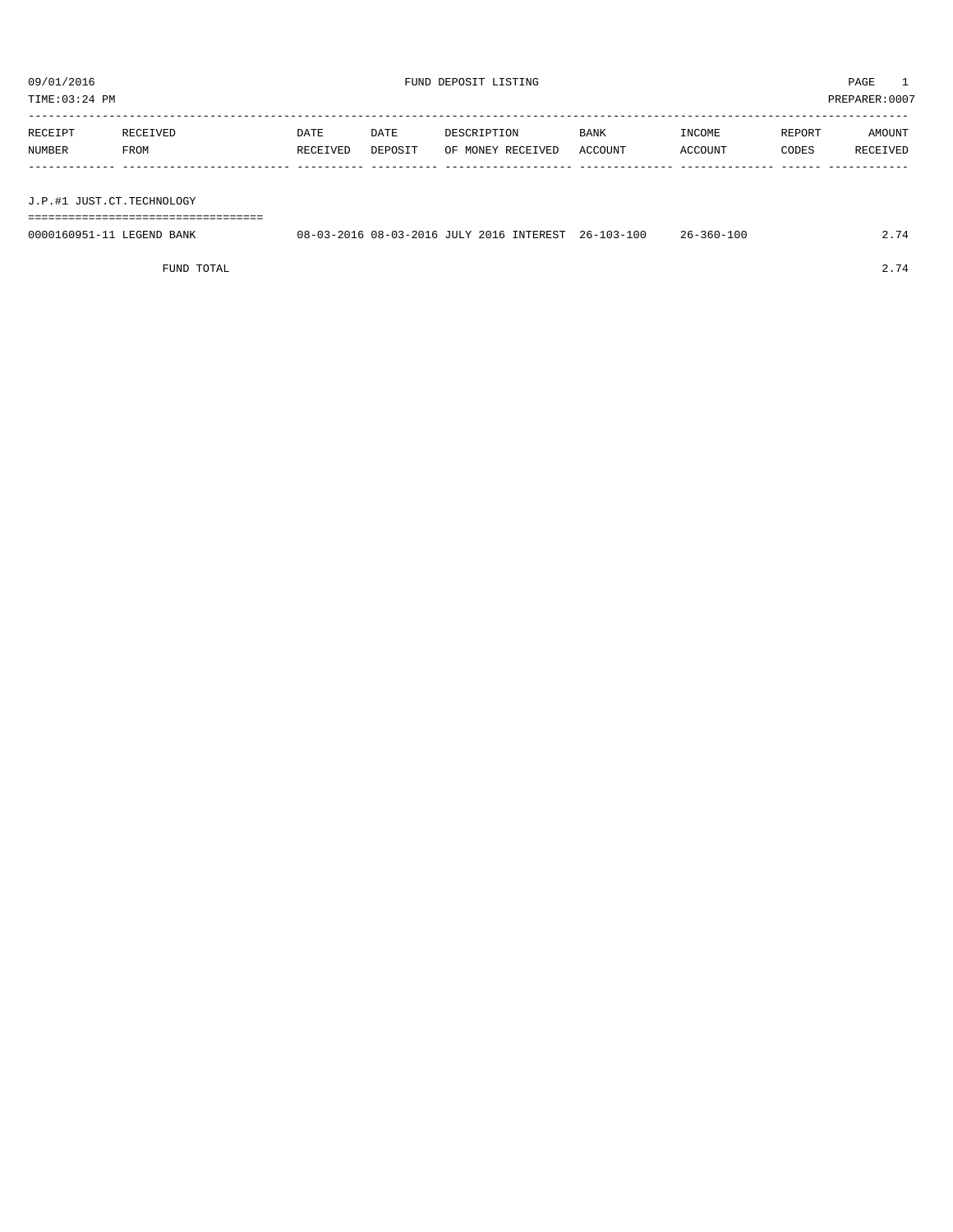09/01/2016 FUND DEPOSIT LISTING PAGE 1

TIME:03:24 PM PREPARER:0007

| RECEIPT NUMBER | RECEIVED FROM | DATE RECEIVED | DATE DEPOSIT | DESCRIPTION OF MONEY RECEIVED | BANK ACCOUNT | INCOME ACCOUNT | REPORT CODES | AMOUNT RECEIVED |
|---|---|---|---|---|---|---|---|---|
| **J.P.#1 JUST.CT.TECHNOLOGY** | | | | | | | | |
| 0000160951-11 | LEGEND BANK | 08-03-2016 | 08-03-2016 | JULY 2016 INTEREST | 26-103-100 | 26-360-100 | | 2.74 |
| | FUND TOTAL | | | | | | | 2.74 |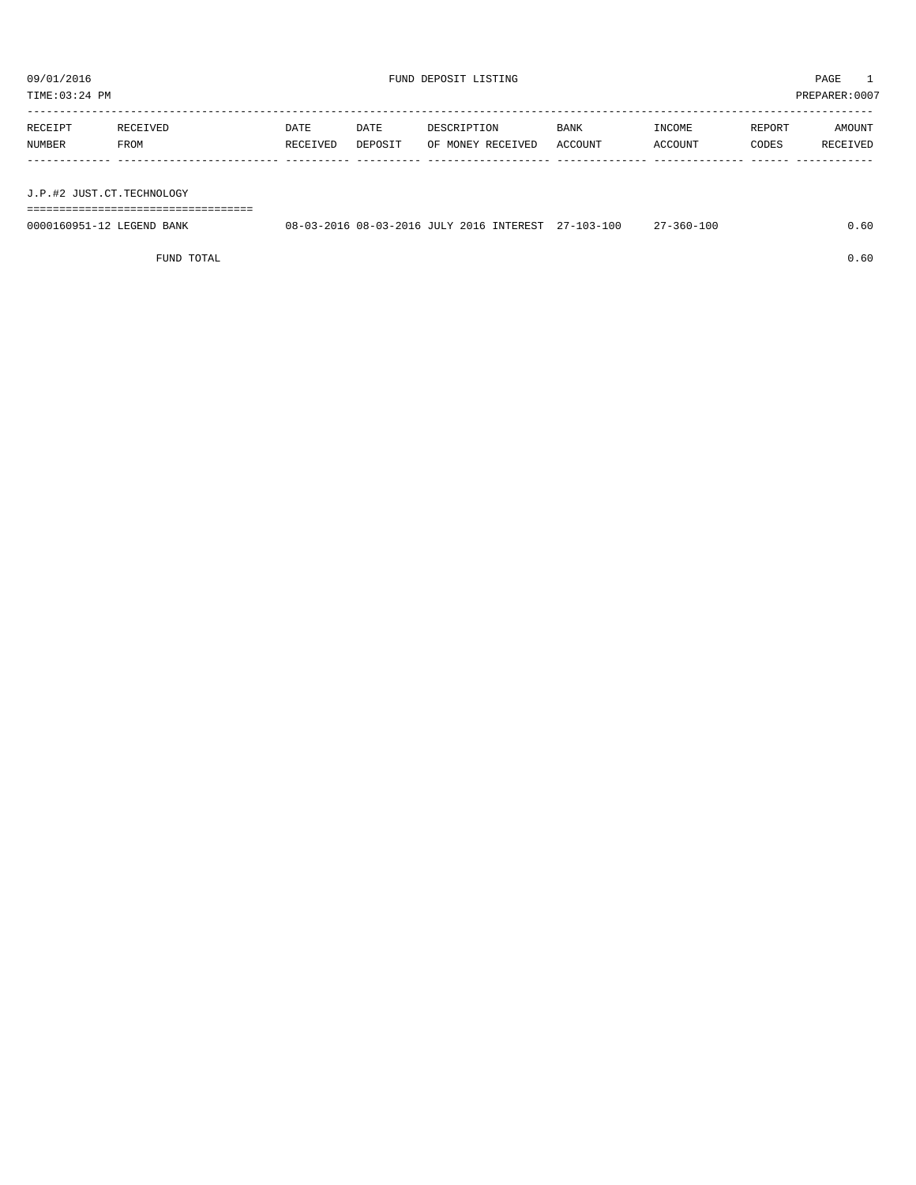09/01/2016 FUND DEPOSIT LISTING

TIME:03:24 PM PREPARER:0007

| RECEIPT NUMBER | RECEIVED FROM | DATE RECEIVED | DATE DEPOSIT | DESCRIPTION OF MONEY RECEIVED | BANK ACCOUNT | INCOME ACCOUNT | REPORT CODES | AMOUNT RECEIVED |
|---|---|---|---|---|---|---|---|---|
| **J.P.#2 JUST.CT.TECHNOLOGY** | | | | | | | | |
| 0000160951-12 | LEGEND BANK | 08-03-2016 | 08-03-2016 | JULY 2016 INTEREST | 27-103-100 | 27-360-100 | | 0.60 |
| | FUND TOTAL | | | | | | | 0.60 |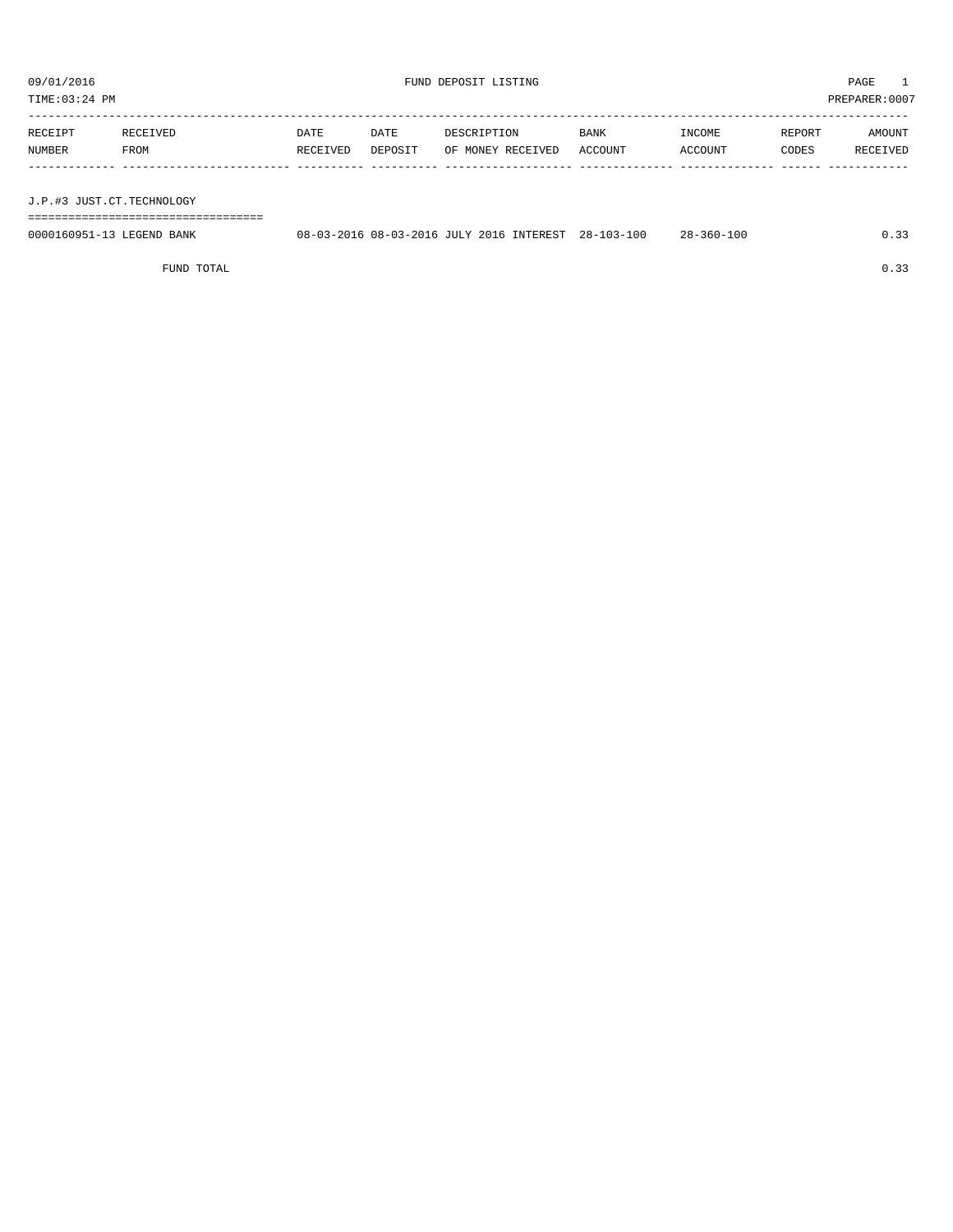09/01/2016 FUND DEPOSIT LISTING PAGE 1

TIME:03:24 PM PREPARER:0007

| RECEIPT NUMBER | RECEIVED FROM | DATE RECEIVED | DATE DEPOSIT | DESCRIPTION OF MONEY RECEIVED | BANK ACCOUNT | INCOME ACCOUNT | REPORT CODES | AMOUNT RECEIVED |
|---|---|---|---|---|---|---|---|---|
| J.P.#3 JUST.CT.TECHNOLOGY | | | | | | | | |
| 0000160951-13 | LEGEND BANK | 08-03-2016 | 08-03-2016 | JULY 2016 INTEREST | 28-103-100 | 28-360-100 | | 0.33 |
| | FUND TOTAL | | | | | | | 0.33 |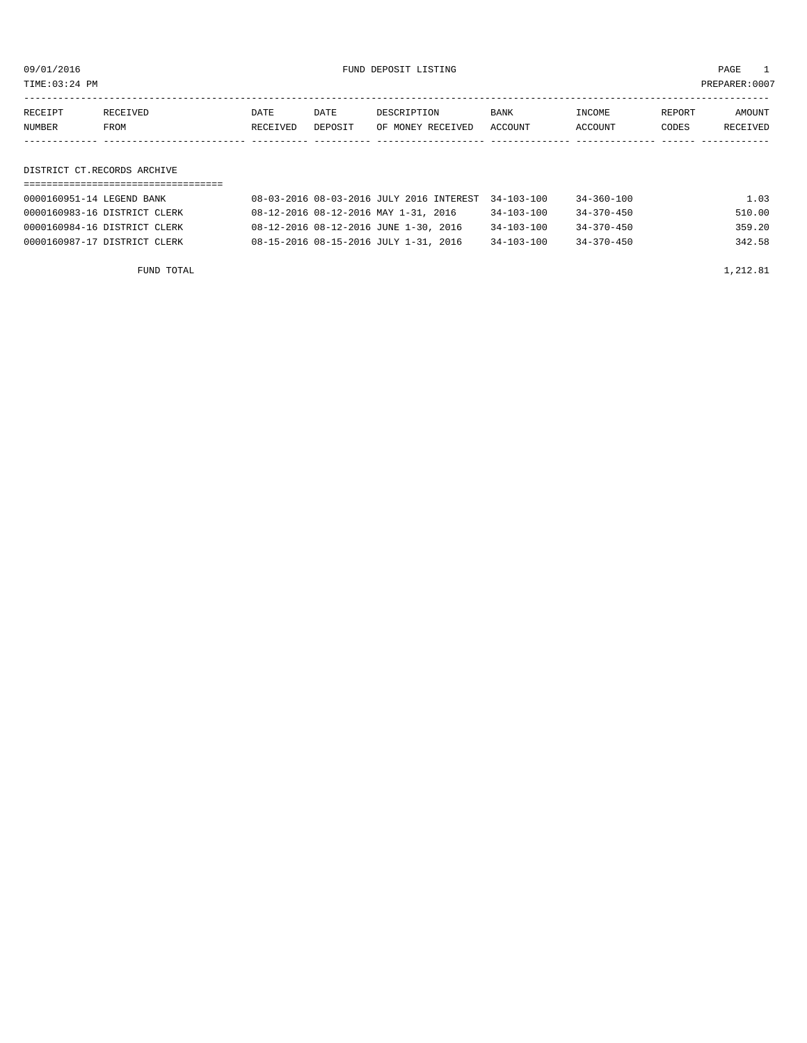09/01/2016 FUND DEPOSIT LISTING

TIME:03:24 PM PREPARER:0007

| RECEIPT NUMBER | RECEIVED FROM | DATE RECEIVED | DATE DEPOSIT | DESCRIPTION OF MONEY RECEIVED | BANK ACCOUNT | INCOME ACCOUNT | REPORT CODES | AMOUNT RECEIVED |
|---|---|---|---|---|---|---|---|---|

## DISTRICT CT.RECORDS ARCHIVE

| RECEIPT NUMBER | RECEIVED FROM | DATE RECEIVED | DATE DEPOSIT | DESCRIPTION OF MONEY RECEIVED | BANK ACCOUNT | INCOME ACCOUNT | REPORT CODES | AMOUNT RECEIVED |
|---|---|---|---|---|---|---|---|---|
| 0000160951-14 | LEGEND BANK | 08-03-2016 | 08-03-2016 | JULY 2016 INTEREST | 34-103-100 | 34-360-100 | | 1.03 |
| 0000160983-16 | DISTRICT CLERK | 08-12-2016 | 08-12-2016 | MAY 1-31, 2016 | 34-103-100 | 34-370-450 | | 510.00 |
| 0000160984-16 | DISTRICT CLERK | 08-12-2016 | 08-12-2016 | JUNE 1-30, 2016 | 34-103-100 | 34-370-450 | | 359.20 |
| 0000160987-17 | DISTRICT CLERK | 08-15-2016 | 08-15-2016 | JULY 1-31, 2016 | 34-103-100 | 34-370-450 | | 342.58 |

FUND TOTAL 1,212.81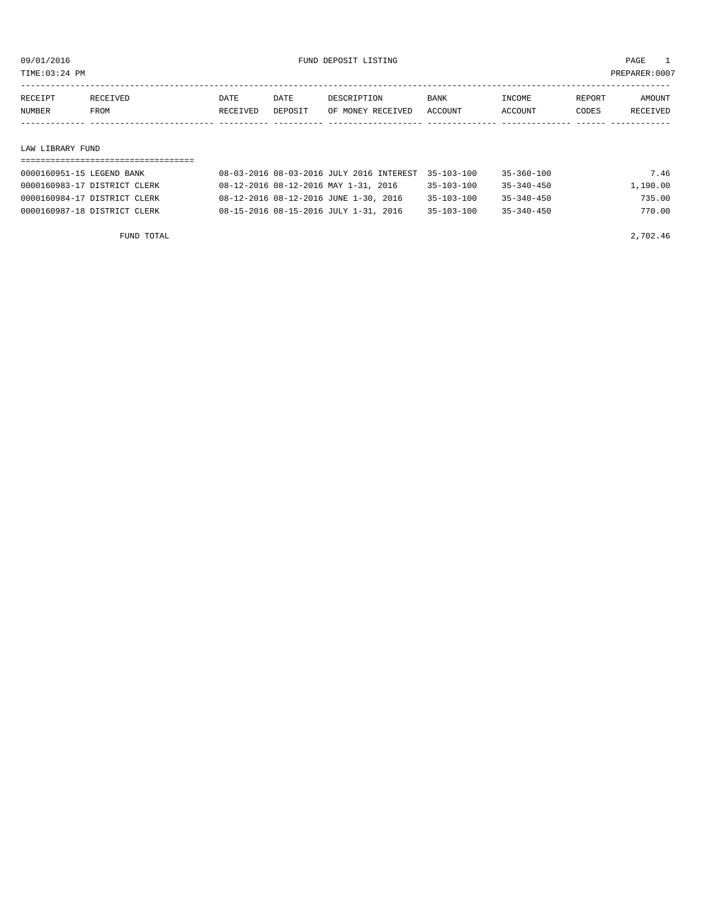FUND DEPOSIT LISTING

09/01/2016
TIME:03:24 PM
PREPARER:0007

| RECEIPT NUMBER | RECEIVED FROM | DATE RECEIVED | DATE DEPOSIT | DESCRIPTION OF MONEY RECEIVED | BANK ACCOUNT | INCOME ACCOUNT | REPORT CODES | AMOUNT RECEIVED |
|---|---|---|---|---|---|---|---|---|

## LAW LIBRARY FUND

| RECEIPT NUMBER | RECEIVED FROM | DATE RECEIVED | DATE DEPOSIT | DESCRIPTION OF MONEY RECEIVED | BANK ACCOUNT | INCOME ACCOUNT | REPORT CODES | AMOUNT RECEIVED |
|---|---|---|---|---|---|---|---|---|
| 0000160951-15 | LEGEND BANK | 08-03-2016 | 08-03-2016 | JULY 2016 INTEREST | 35-103-100 | 35-360-100 | | 7.46 |
| 0000160983-17 | DISTRICT CLERK | 08-12-2016 | 08-12-2016 | MAY 1-31, 2016 | 35-103-100 | 35-340-450 | | 1,190.00 |
| 0000160984-17 | DISTRICT CLERK | 08-12-2016 | 08-12-2016 | JUNE 1-30, 2016 | 35-103-100 | 35-340-450 | | 735.00 |
| 0000160987-18 | DISTRICT CLERK | 08-15-2016 | 08-15-2016 | JULY 1-31, 2016 | 35-103-100 | 35-340-450 | | 770.00 |
| | FUND TOTAL | | | | | | | 2,702.46 |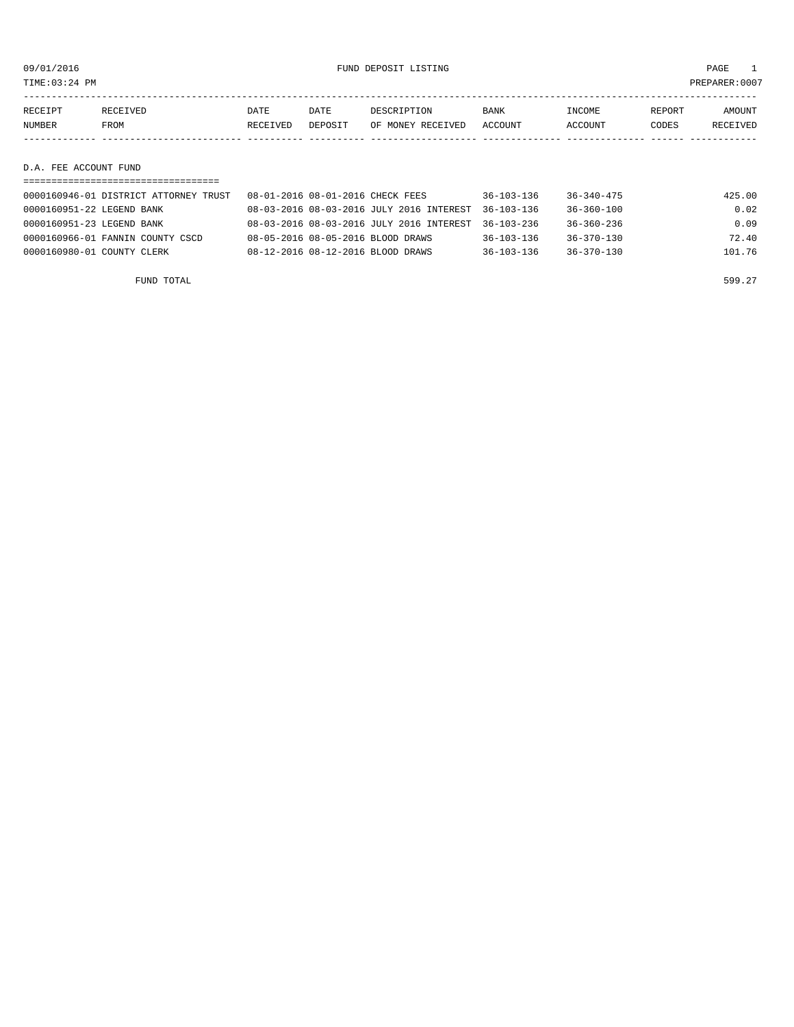09/01/2016 FUND DEPOSIT LISTING PAGE 1

TIME:03:24 PM PREPARER:0007

| RECEIPT NUMBER | RECEIVED FROM | DATE RECEIVED | DATE DEPOSIT | DESCRIPTION OF MONEY RECEIVED | BANK ACCOUNT | INCOME ACCOUNT | REPORT CODES | AMOUNT RECEIVED |
|---|---|---|---|---|---|---|---|---|

## D.A. FEE ACCOUNT FUND

| RECEIPT NUMBER | RECEIVED FROM | DATE RECEIVED | DATE DEPOSIT | DESCRIPTION OF MONEY RECEIVED | BANK ACCOUNT | INCOME ACCOUNT | REPORT CODES | AMOUNT RECEIVED |
|---|---|---|---|---|---|---|---|---|
| 0000160946-01 | DISTRICT ATTORNEY TRUST | 08-01-2016 | 08-01-2016 | CHECK FEES | 36-103-136 | 36-340-475 | | 425.00 |
| 0000160951-22 | LEGEND BANK | 08-03-2016 | 08-03-2016 | JULY 2016 INTEREST | 36-103-136 | 36-360-100 | | 0.02 |
| 0000160951-23 | LEGEND BANK | 08-03-2016 | 08-03-2016 | JULY 2016 INTEREST | 36-103-236 | 36-360-236 | | 0.09 |
| 0000160966-01 | FANNIN COUNTY CSCD | 08-05-2016 | 08-05-2016 | BLOOD DRAWS | 36-103-136 | 36-370-130 | | 72.40 |
| 0000160980-01 | COUNTY CLERK | 08-12-2016 | 08-12-2016 | BLOOD DRAWS | 36-103-136 | 36-370-130 | | 101.76 |
| | FUND TOTAL | | | | | | | 599.27 |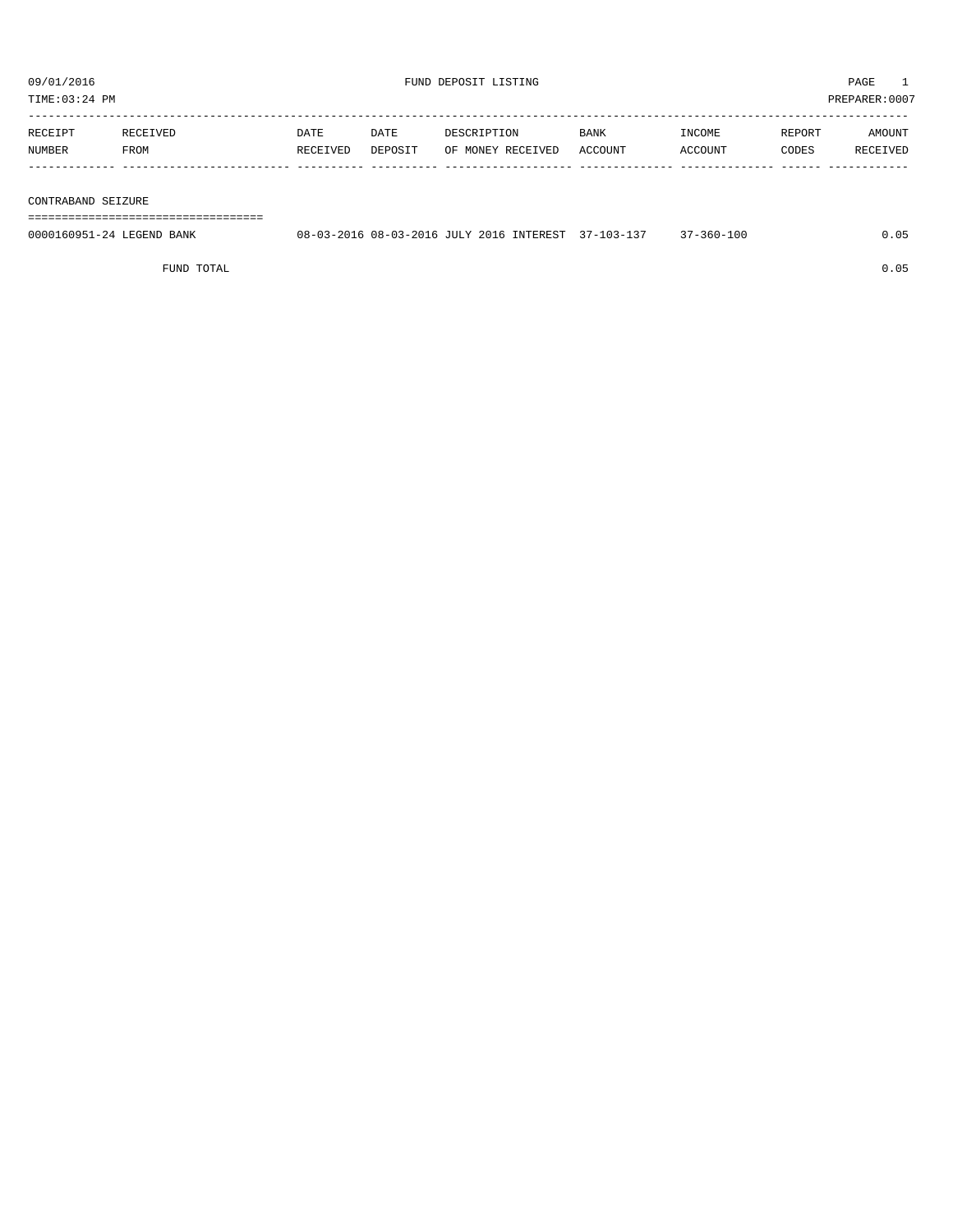09/01/2016 FUND DEPOSIT LISTING

TIME:03:24 PM PREPARER:0007

| RECEIPT NUMBER | RECEIVED FROM | DATE RECEIVED | DATE DEPOSIT | DESCRIPTION OF MONEY RECEIVED | BANK ACCOUNT | INCOME ACCOUNT | REPORT CODES | AMOUNT RECEIVED |
|---|---|---|---|---|---|---|---|---|
| **CONTRABAND SEIZURE** | | | | | | | | |
| 0000160951-24 | LEGEND BANK | 08-03-2016 | 08-03-2016 | JULY 2016 INTEREST | 37-103-137 | 37-360-100 | | 0.05 |
| | FUND TOTAL | | | | | | | 0.05 |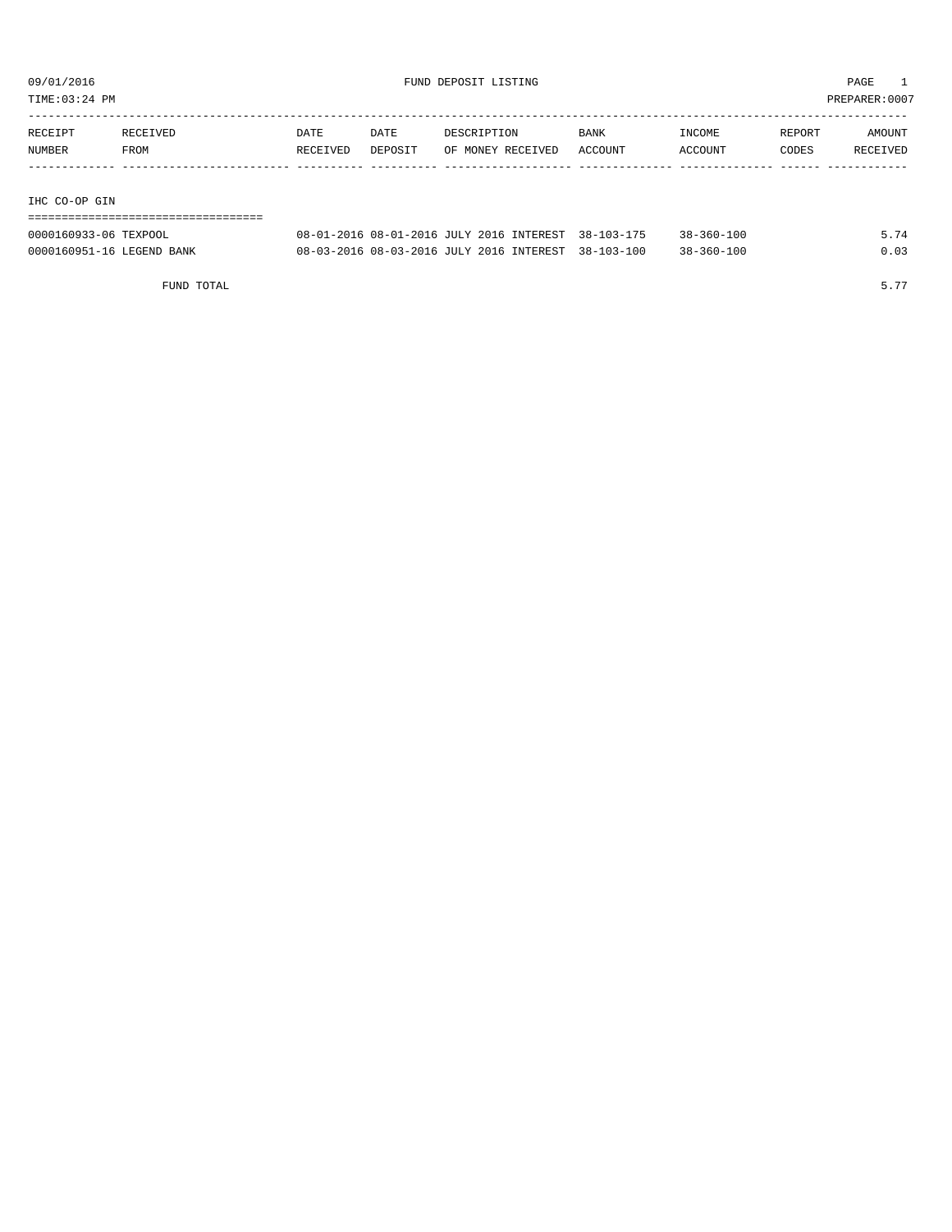09/01/2016 FUND DEPOSIT LISTING

TIME:03:24 PM PREPARER:0007

| RECEIPT NUMBER | RECEIVED FROM | DATE RECEIVED | DATE DEPOSIT | DESCRIPTION OF MONEY RECEIVED | BANK ACCOUNT | INCOME ACCOUNT | REPORT CODES | AMOUNT RECEIVED |
|---|---|---|---|---|---|---|---|---|
| **IHC CO-OP GIN** | | | | | | | | |
| 0000160933-06 | TEXPOOL | 08-01-2016 | 08-01-2016 | JULY 2016 INTEREST | 38-103-175 | 38-360-100 | | 5.74 |
| 0000160951-16 | LEGEND BANK | 08-03-2016 | 08-03-2016 | JULY 2016 INTEREST | 38-103-100 | 38-360-100 | | 0.03 |
| | FUND TOTAL | | | | | | | 5.77 |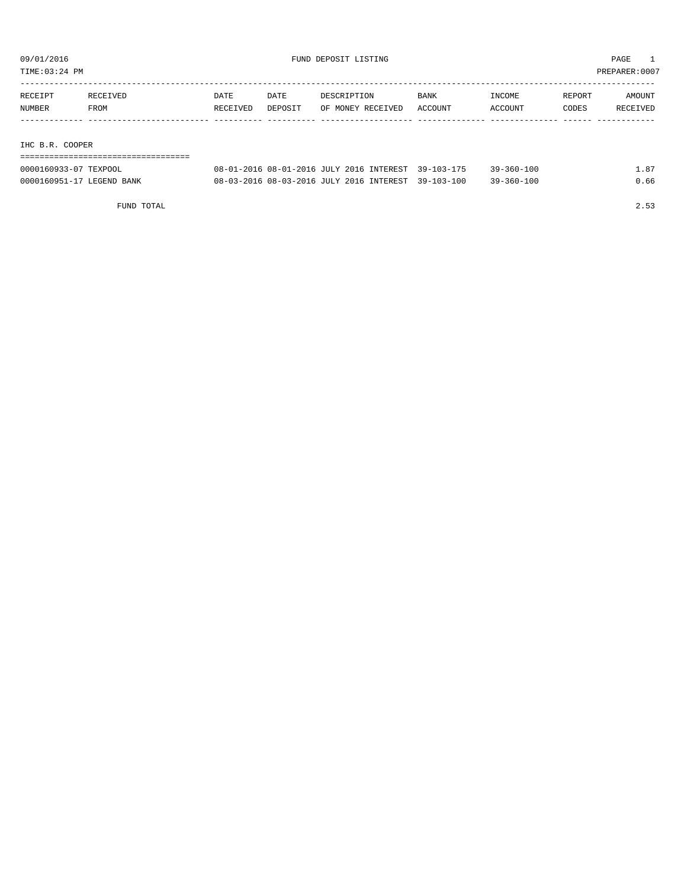09/01/2016 FUND DEPOSIT LISTING

TIME:03:24 PM PREPARER:0007

| RECEIPT NUMBER | RECEIVED FROM | DATE RECEIVED | DATE DEPOSIT | DESCRIPTION OF MONEY RECEIVED | BANK ACCOUNT | INCOME ACCOUNT | REPORT CODES | AMOUNT RECEIVED |
|---|---|---|---|---|---|---|---|---|
| **IHC B.R. COOPER** | | | | | | | | |
| 0000160933-07 | TEXPOOL | 08-01-2016 | 08-01-2016 | JULY 2016 INTEREST | 39-103-175 | 39-360-100 | | 1.87 |
| 0000160951-17 | LEGEND BANK | 08-03-2016 | 08-03-2016 | JULY 2016 INTEREST | 39-103-100 | 39-360-100 | | 0.66 |
| | FUND TOTAL | | | | | | | 2.53 |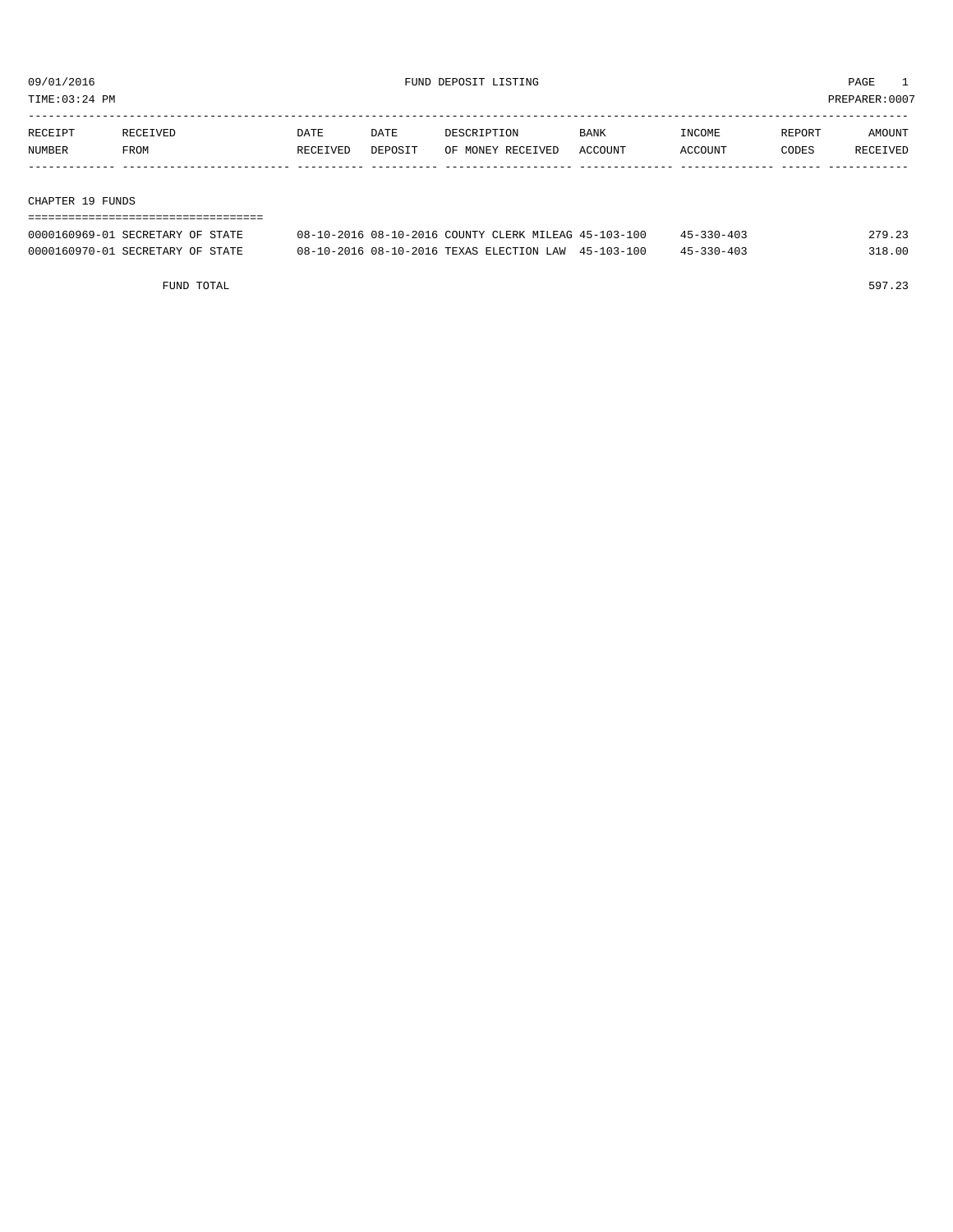09/01/2016 FUND DEPOSIT LISTING

TIME:03:24 PM PREPARER:0007

| RECEIPT NUMBER | RECEIVED FROM | DATE RECEIVED | DATE DEPOSIT | DESCRIPTION OF MONEY RECEIVED | BANK ACCOUNT | INCOME ACCOUNT | REPORT CODES | AMOUNT RECEIVED |
|---|---|---|---|---|---|---|---|---|

## CHAPTER 19 FUNDS

| RECEIPT NUMBER | RECEIVED FROM | DATE RECEIVED | DATE DEPOSIT | DESCRIPTION OF MONEY RECEIVED | BANK ACCOUNT | INCOME ACCOUNT | REPORT CODES | AMOUNT RECEIVED |
|---|---|---|---|---|---|---|---|---|
| 0000160969-01 | SECRETARY OF STATE | 08-10-2016 | 08-10-2016 | COUNTY CLERK MILEAG | 45-103-100 | 45-330-403 | | 279.23 |
| 0000160970-01 | SECRETARY OF STATE | 08-10-2016 | 08-10-2016 | TEXAS ELECTION LAW | 45-103-100 | 45-330-403 | | 318.00 |

FUND TOTAL 597.23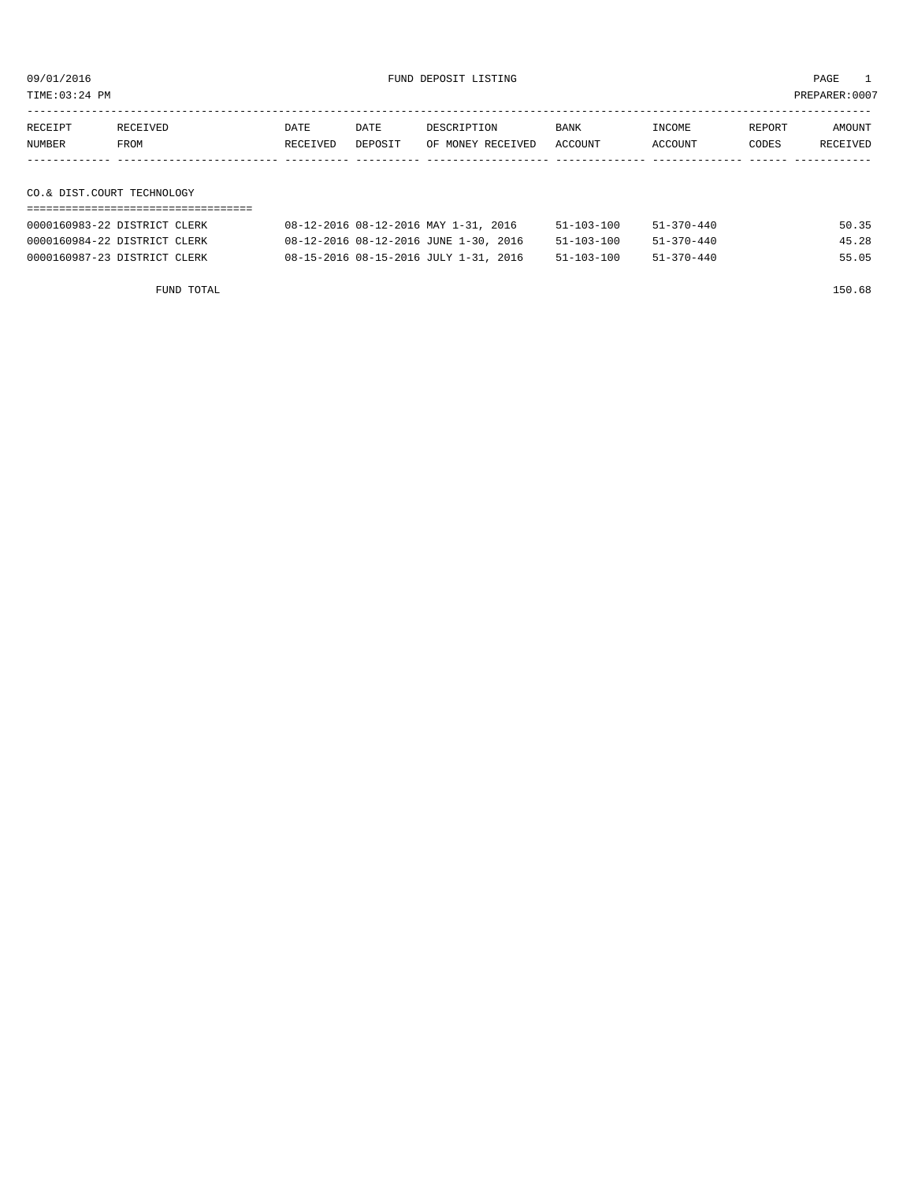09/01/2016 FUND DEPOSIT LISTING PAGE 1
TIME:03:24 PM PREPARER:0007

| RECEIPT NUMBER | RECEIVED FROM | DATE RECEIVED | DATE DEPOSIT | DESCRIPTION OF MONEY RECEIVED | BANK ACCOUNT | INCOME ACCOUNT | REPORT CODES | AMOUNT RECEIVED |
|---|---|---|---|---|---|---|---|---|
| **CO.& DIST.COURT TECHNOLOGY** | | | | | | | | |
| 0000160983-22 | DISTRICT CLERK | 08-12-2016 | 08-12-2016 | MAY 1-31, 2016 | 51-103-100 | 51-370-440 | | 50.35 |
| 0000160984-22 | DISTRICT CLERK | 08-12-2016 | 08-12-2016 | JUNE 1-30, 2016 | 51-103-100 | 51-370-440 | | 45.28 |
| 0000160987-23 | DISTRICT CLERK | 08-15-2016 | 08-15-2016 | JULY 1-31, 2016 | 51-103-100 | 51-370-440 | | 55.05 |
| | FUND TOTAL | | | | | | | 150.68 |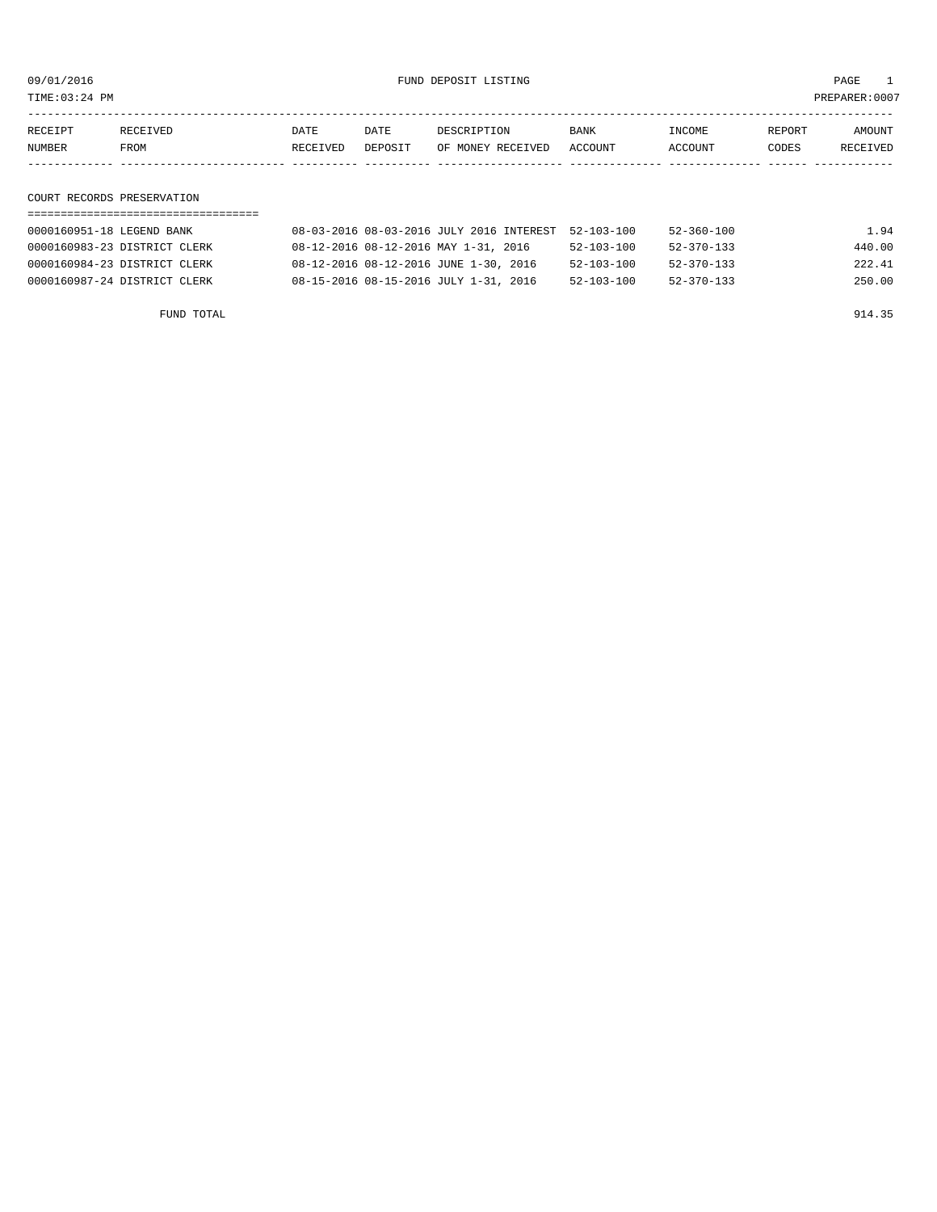09/01/2016 FUND DEPOSIT LISTING PAGE 1
TIME:03:24 PM PREPARER:0007

| RECEIPT NUMBER | RECEIVED FROM | DATE RECEIVED | DATE DEPOSIT | DESCRIPTION OF MONEY RECEIVED | BANK ACCOUNT | INCOME ACCOUNT | REPORT CODES | AMOUNT RECEIVED |
|---|---|---|---|---|---|---|---|---|
| **COURT RECORDS PRESERVATION** | | | | | | | | |
| 0000160951-18 | LEGEND BANK | 08-03-2016 | 08-03-2016 | JULY 2016 INTEREST | 52-103-100 | 52-360-100 | | 1.94 |
| 0000160983-23 | DISTRICT CLERK | 08-12-2016 | 08-12-2016 | MAY 1-31, 2016 | 52-103-100 | 52-370-133 | | 440.00 |
| 0000160984-23 | DISTRICT CLERK | 08-12-2016 | 08-12-2016 | JUNE 1-30, 2016 | 52-103-100 | 52-370-133 | | 222.41 |
| 0000160987-24 | DISTRICT CLERK | 08-15-2016 | 08-15-2016 | JULY 1-31, 2016 | 52-103-100 | 52-370-133 | | 250.00 |
| | FUND TOTAL | | | | | | | 914.35 |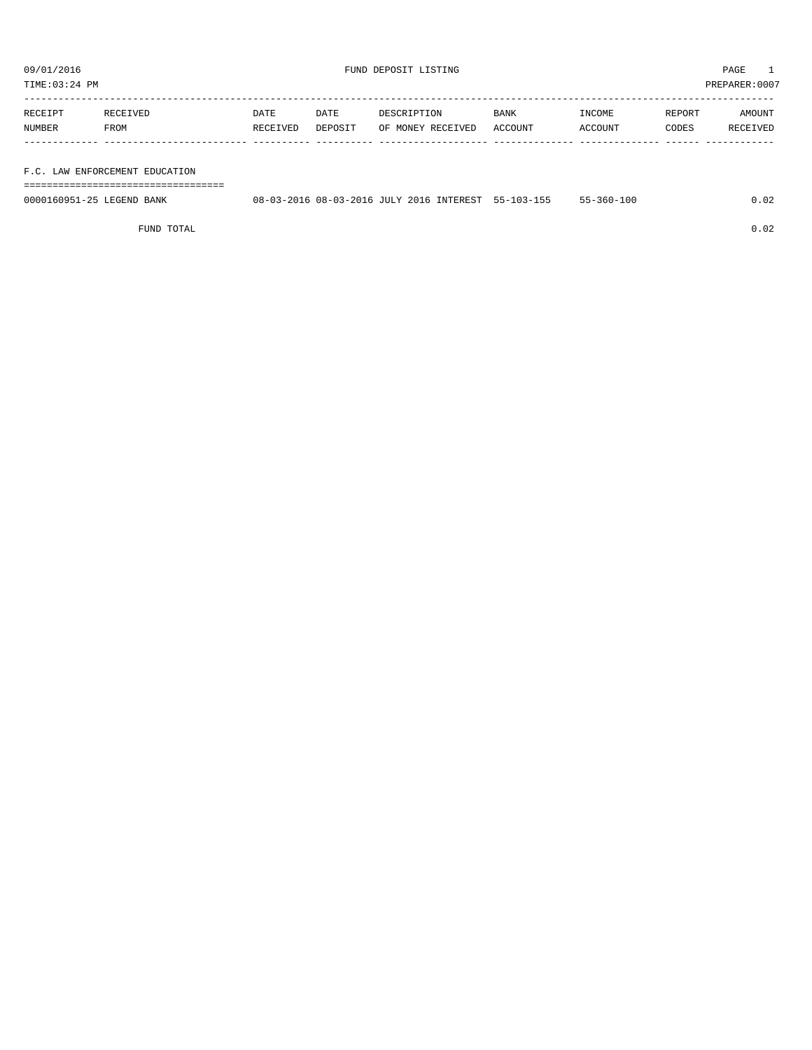09/01/2016 FUND DEPOSIT LISTING PAGE 1
TIME:03:24 PM PREPARER:0007

| RECEIPT NUMBER | RECEIVED FROM | DATE RECEIVED | DATE DEPOSIT | DESCRIPTION OF MONEY RECEIVED | BANK ACCOUNT | INCOME ACCOUNT | REPORT CODES | AMOUNT RECEIVED |
|---|---|---|---|---|---|---|---|---|
| **F.C. LAW ENFORCEMENT EDUCATION** | | | | | | | | |
| 0000160951-25 | LEGEND BANK | 08-03-2016 | 08-03-2016 | JULY 2016 INTEREST | 55-103-155 | 55-360-100 | | 0.02 |
| | FUND TOTAL | | | | | | | 0.02 |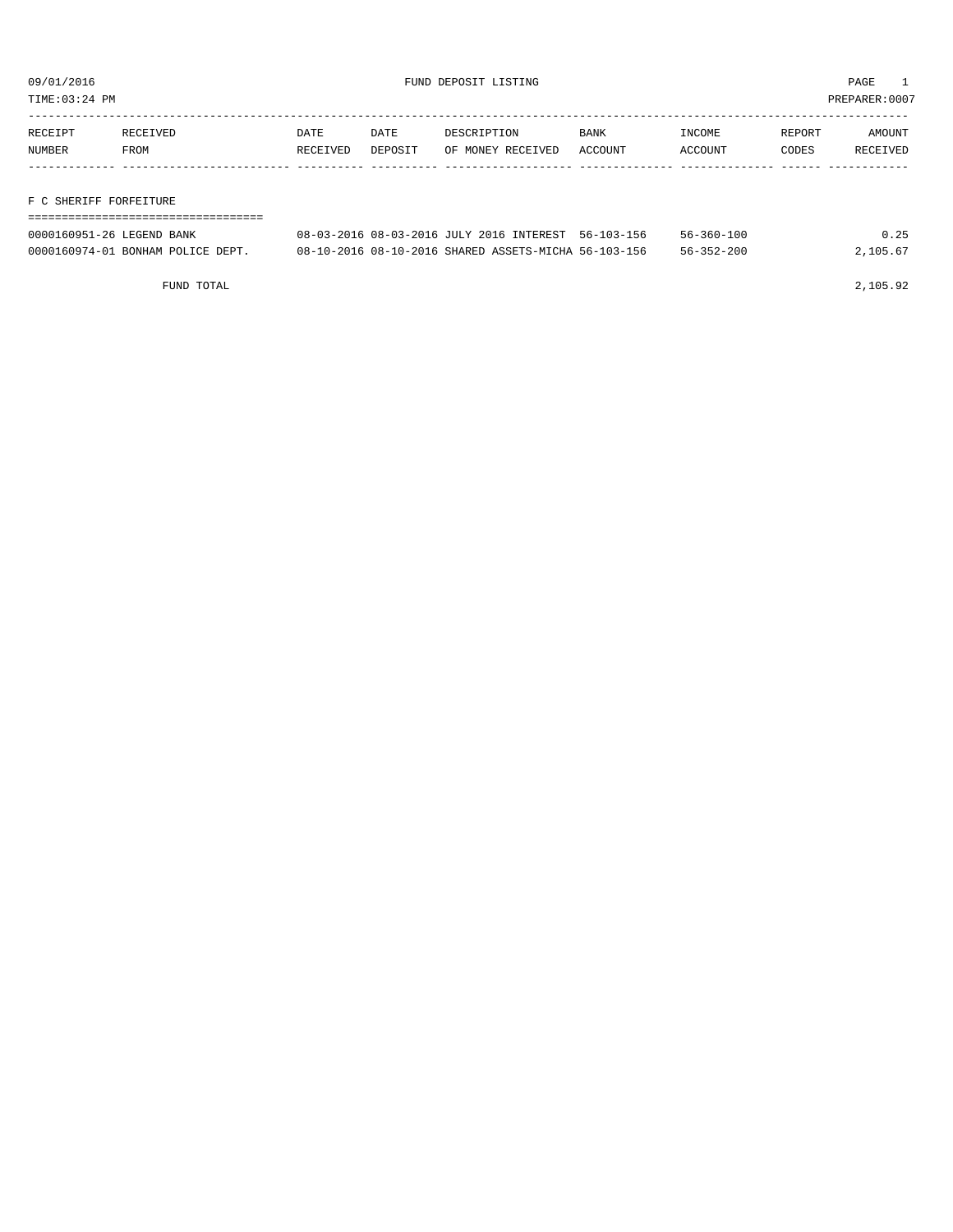09/01/2016 FUND DEPOSIT LISTING PAGE 1
TIME:03:24 PM PREPARER:0007

| RECEIPT NUMBER | RECEIVED FROM | DATE RECEIVED | DATE DEPOSIT | DESCRIPTION OF MONEY RECEIVED | BANK ACCOUNT | INCOME ACCOUNT | REPORT CODES | AMOUNT RECEIVED |
|---|---|---|---|---|---|---|---|---|

## F C SHERIFF FORFEITURE

| RECEIPT NUMBER | RECEIVED FROM | DATE RECEIVED | DATE DEPOSIT | DESCRIPTION OF MONEY RECEIVED | BANK ACCOUNT | INCOME ACCOUNT | REPORT CODES | AMOUNT RECEIVED |
|---|---|---|---|---|---|---|---|---|
| 0000160951-26 | LEGEND BANK | 08-03-2016 | 08-03-2016 | JULY 2016 INTEREST | 56-103-156 | 56-360-100 | | 0.25 |
| 0000160974-01 | BONHAM POLICE DEPT. | 08-10-2016 | 08-10-2016 | SHARED ASSETS-MICHA | 56-103-156 | 56-352-200 | | 2,105.67 |
| | FUND TOTAL | | | | | | | 2,105.92 |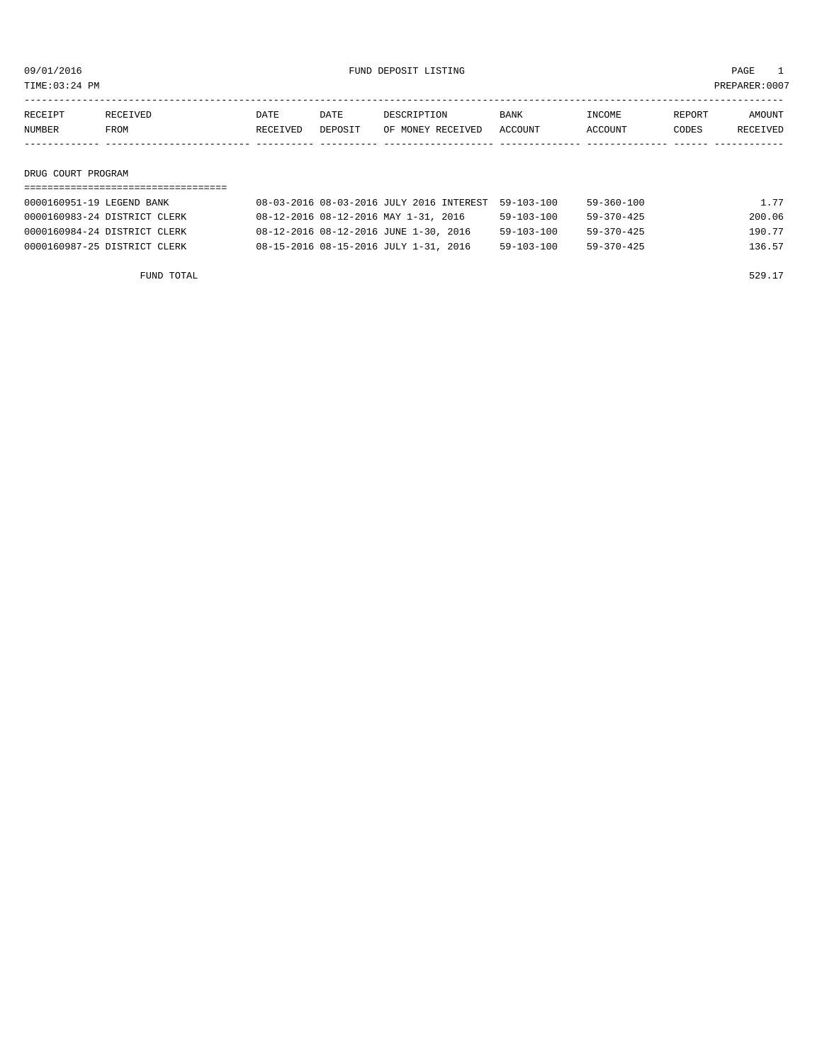09/01/2016 FUND DEPOSIT LISTING

TIME:03:24 PM PREPARER:0007

| RECEIPT NUMBER | RECEIVED FROM | DATE RECEIVED | DATE DEPOSIT | DESCRIPTION OF MONEY RECEIVED | BANK ACCOUNT | INCOME ACCOUNT | REPORT CODES | AMOUNT RECEIVED |
|---|---|---|---|---|---|---|---|---|

DRUG COURT PROGRAM

| RECEIPT NUMBER | RECEIVED FROM | DATE RECEIVED | DATE DEPOSIT | DESCRIPTION OF MONEY RECEIVED | BANK ACCOUNT | INCOME ACCOUNT | REPORT CODES | AMOUNT RECEIVED |
|---|---|---|---|---|---|---|---|---|
| 0000160951-19 | LEGEND BANK | 08-03-2016 | 08-03-2016 | JULY 2016 INTEREST | 59-103-100 | 59-360-100 | | 1.77 |
| 0000160983-24 | DISTRICT CLERK | 08-12-2016 | 08-12-2016 | MAY 1-31, 2016 | 59-103-100 | 59-370-425 | | 200.06 |
| 0000160984-24 | DISTRICT CLERK | 08-12-2016 | 08-12-2016 | JUNE 1-30, 2016 | 59-103-100 | 59-370-425 | | 190.77 |
| 0000160987-25 | DISTRICT CLERK | 08-15-2016 | 08-15-2016 | JULY 1-31, 2016 | 59-103-100 | 59-370-425 | | 136.57 |

FUND TOTAL 529.17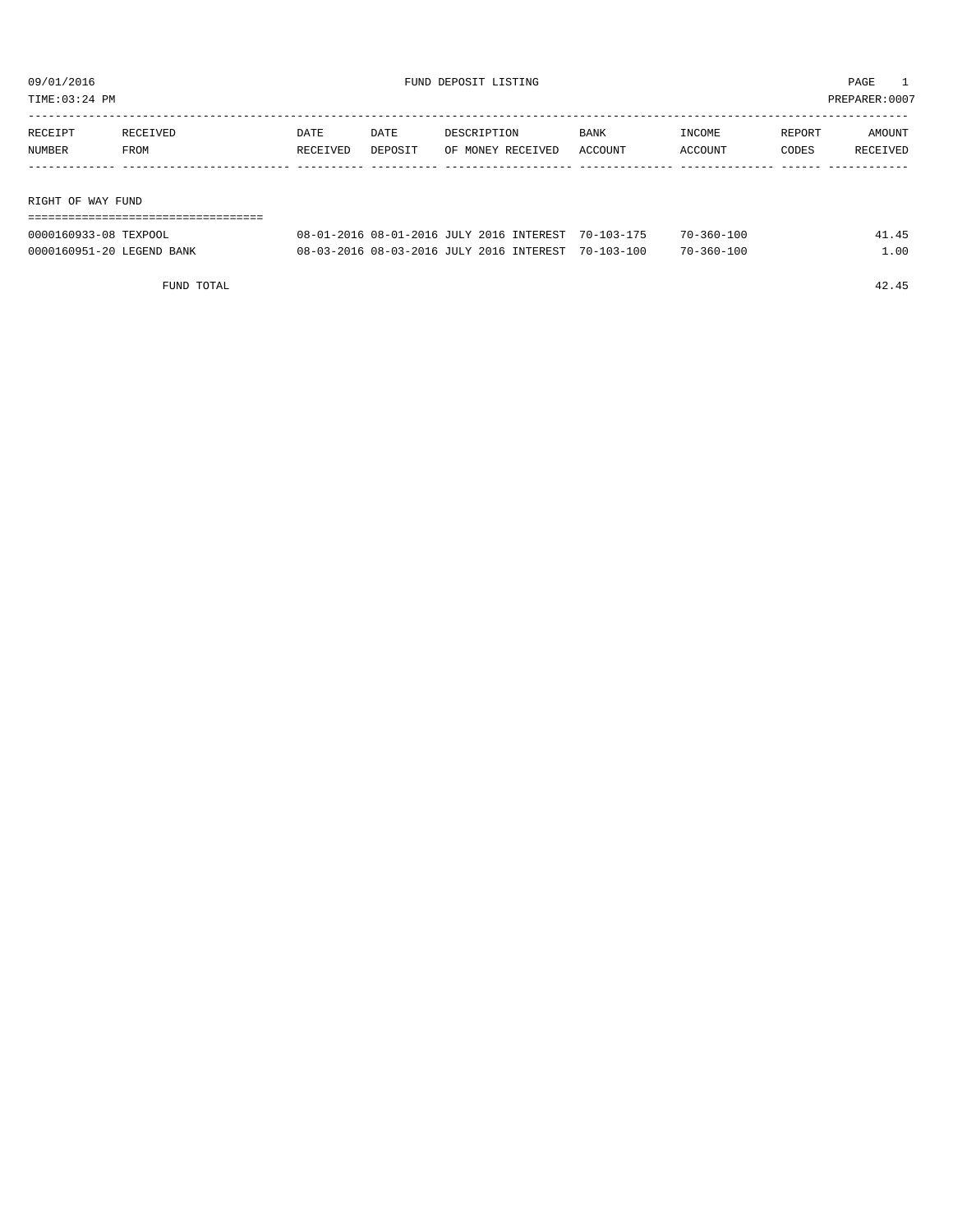09/01/2016 FUND DEPOSIT LISTING PAGE 1

TIME:03:24 PM PREPARER:0007

| RECEIPT NUMBER | RECEIVED FROM | DATE RECEIVED | DATE DEPOSIT | DESCRIPTION OF MONEY RECEIVED | BANK ACCOUNT | INCOME ACCOUNT | REPORT CODES | AMOUNT RECEIVED |
|---|---|---|---|---|---|---|---|---|

## RIGHT OF WAY FUND

| RECEIPT NUMBER | RECEIVED FROM | DATE RECEIVED | DATE DEPOSIT | DESCRIPTION OF MONEY RECEIVED | BANK ACCOUNT | INCOME ACCOUNT | REPORT CODES | AMOUNT RECEIVED |
|---|---|---|---|---|---|---|---|---|
| 0000160933-08 | TEXPOOL | 08-01-2016 | 08-01-2016 | JULY 2016 INTEREST | 70-103-175 | 70-360-100 | | 41.45 |
| 0000160951-20 | LEGEND BANK | 08-03-2016 | 08-03-2016 | JULY 2016 INTEREST | 70-103-100 | 70-360-100 | | 1.00 |
| | FUND TOTAL | | | | | | | 42.45 |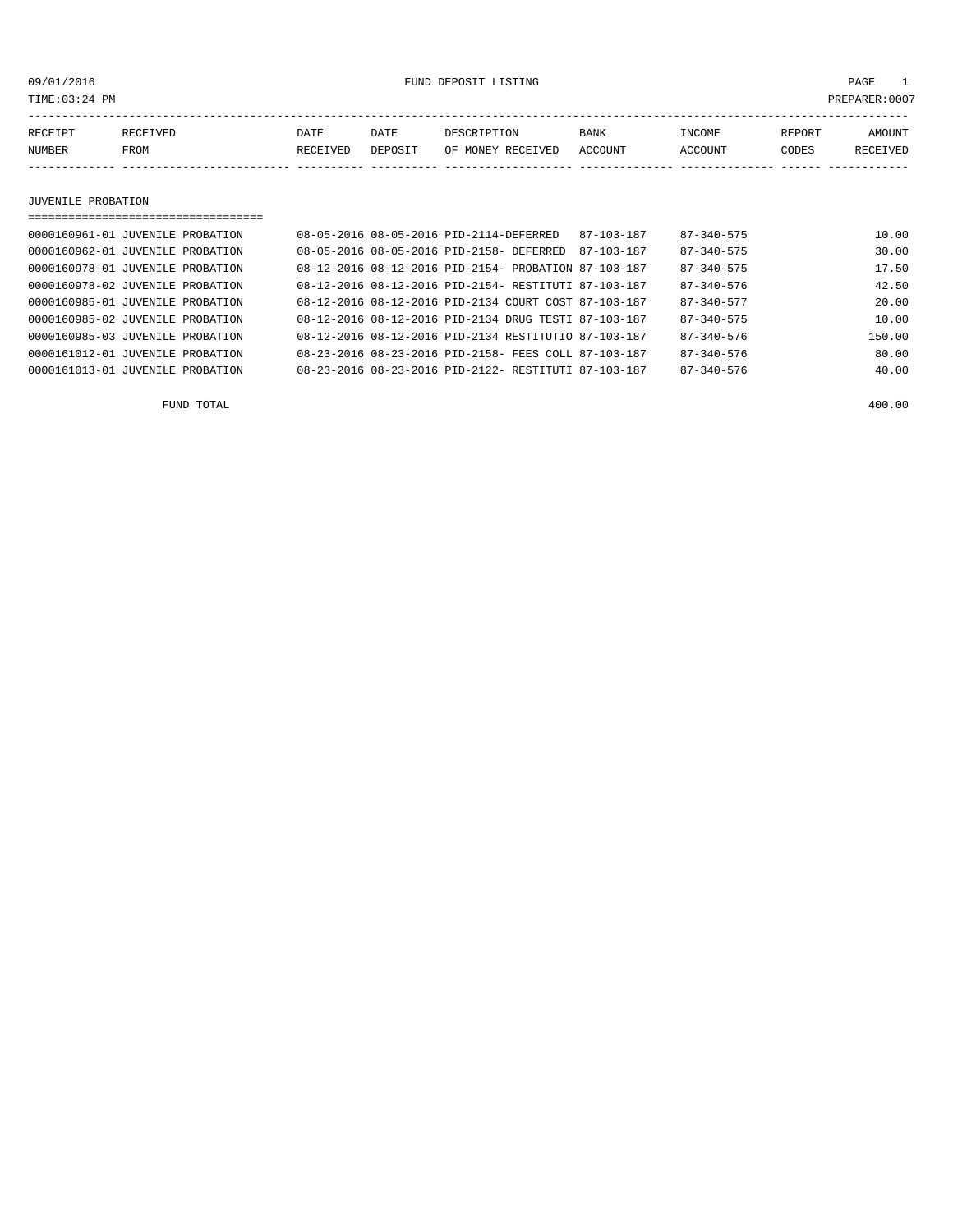09/01/2016 FUND DEPOSIT LISTING

TIME:03:24 PM PREPARER:0007

| RECEIPT NUMBER | RECEIVED FROM | DATE RECEIVED | DATE DEPOSIT | DESCRIPTION OF MONEY RECEIVED | BANK ACCOUNT | INCOME ACCOUNT | REPORT CODES | AMOUNT RECEIVED |
|---|---|---|---|---|---|---|---|---|

## JUVENILE PROBATION

| RECEIPT NUMBER | RECEIVED FROM | DATE RECEIVED | DATE DEPOSIT | DESCRIPTION OF MONEY RECEIVED | BANK ACCOUNT | INCOME ACCOUNT | REPORT CODES | AMOUNT RECEIVED |
|---|---|---|---|---|---|---|---|---|
| 0000160961-01 | JUVENILE PROBATION | 08-05-2016 | 08-05-2016 | PID-2114-DEFERRED | 87-103-187 | 87-340-575 | | 10.00 |
| 0000160962-01 | JUVENILE PROBATION | 08-05-2016 | 08-05-2016 | PID-2158- DEFERRED | 87-103-187 | 87-340-575 | | 30.00 |
| 0000160978-01 | JUVENILE PROBATION | 08-12-2016 | 08-12-2016 | PID-2154- PROBATION | 87-103-187 | 87-340-575 | | 17.50 |
| 0000160978-02 | JUVENILE PROBATION | 08-12-2016 | 08-12-2016 | PID-2154- RESTITUTI | 87-103-187 | 87-340-576 | | 42.50 |
| 0000160985-01 | JUVENILE PROBATION | 08-12-2016 | 08-12-2016 | PID-2134 COURT COST | 87-103-187 | 87-340-577 | | 20.00 |
| 0000160985-02 | JUVENILE PROBATION | 08-12-2016 | 08-12-2016 | PID-2134 DRUG TESTI | 87-103-187 | 87-340-575 | | 10.00 |
| 0000160985-03 | JUVENILE PROBATION | 08-12-2016 | 08-12-2016 | PID-2134 RESTITUTIO | 87-103-187 | 87-340-576 | | 150.00 |
| 0000161012-01 | JUVENILE PROBATION | 08-23-2016 | 08-23-2016 | PID-2158- FEES COLL | 87-103-187 | 87-340-576 | | 80.00 |
| 0000161013-01 | JUVENILE PROBATION | 08-23-2016 | 08-23-2016 | PID-2122- RESTITUTI | 87-103-187 | 87-340-576 | | 40.00 |

FUND TOTAL 400.00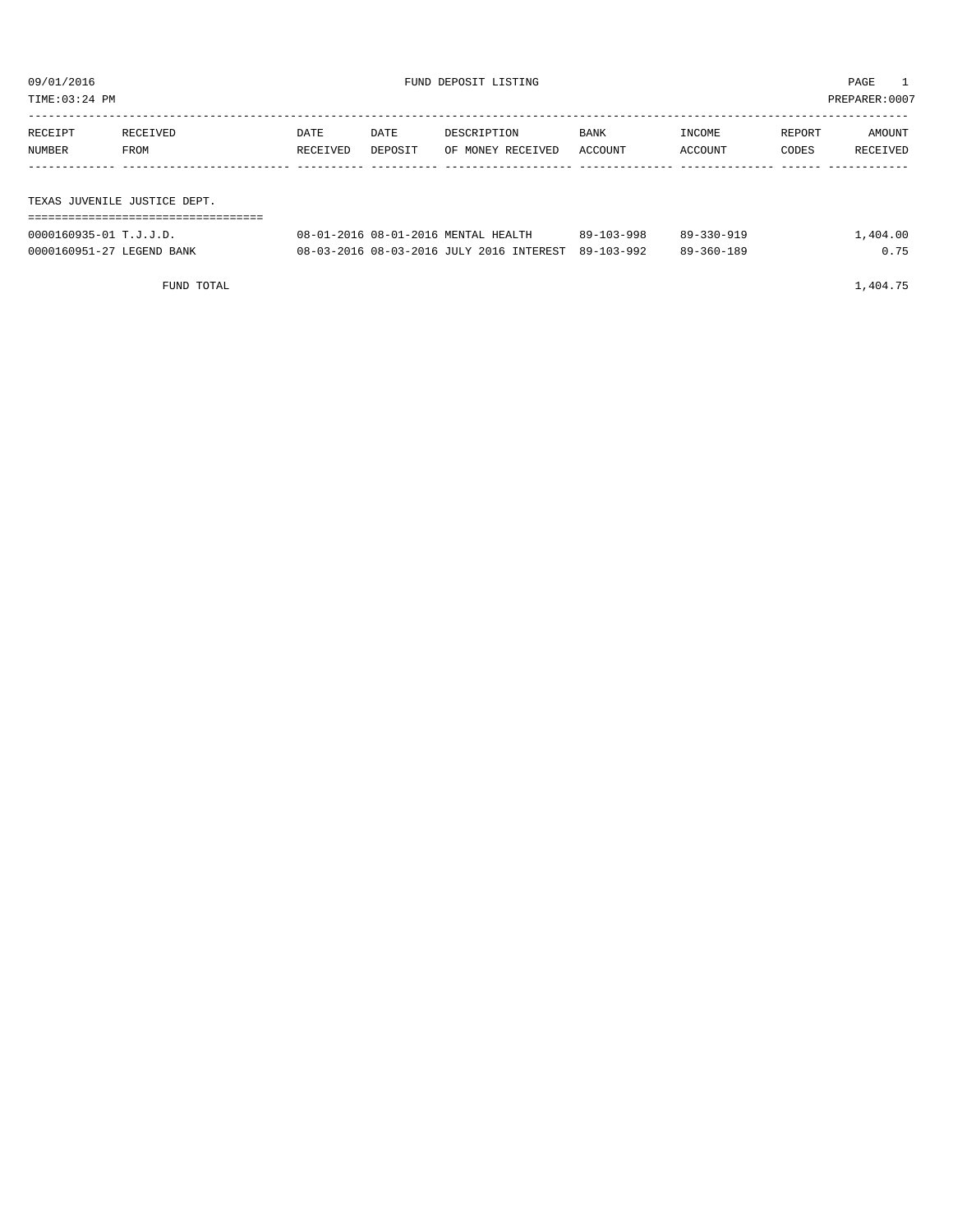09/01/2016 FUND DEPOSIT LISTING PAGE 1

TIME:03:24 PM PREPARER:0007

| RECEIPT NUMBER | RECEIVED FROM | DATE RECEIVED | DATE DEPOSIT | DESCRIPTION OF MONEY RECEIVED | BANK ACCOUNT | INCOME ACCOUNT | REPORT CODES | AMOUNT RECEIVED |
|---|---|---|---|---|---|---|---|---|
| **TEXAS JUVENILE JUSTICE DEPT.** | | | | | | | | |
| 0000160935-01 | T.J.J.D. | 08-01-2016 | 08-01-2016 | MENTAL HEALTH | 89-103-998 | 89-330-919 | | 1,404.00 |
| 0000160951-27 | LEGEND BANK | 08-03-2016 | 08-03-2016 | JULY 2016 INTEREST | 89-103-992 | 89-360-189 | | 0.75 |
| | FUND TOTAL | | | | | | | 1,404.75 |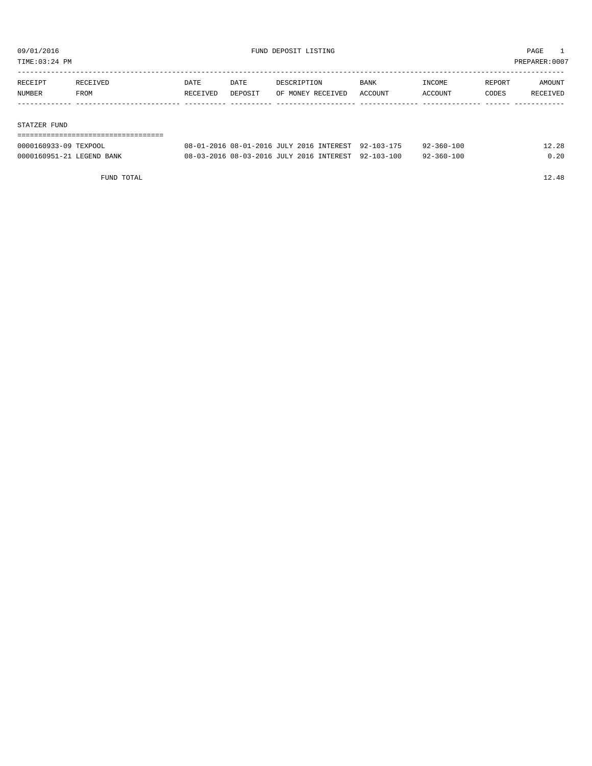09/01/2016 FUND DEPOSIT LISTING

TIME:03:24 PM PREPARER:0007

| RECEIPT NUMBER | RECEIVED FROM | DATE RECEIVED | DATE DEPOSIT | DESCRIPTION OF MONEY RECEIVED | BANK ACCOUNT | INCOME ACCOUNT | REPORT CODES | AMOUNT RECEIVED |
|---|---|---|---|---|---|---|---|---|
| STATZER FUND | | | | | | | | |
| 0000160933-09 | TEXPOOL | 08-01-2016 | 08-01-2016 | JULY 2016 INTEREST | 92-103-175 | 92-360-100 | | 12.28 |
| 0000160951-21 | LEGEND BANK | 08-03-2016 | 08-03-2016 | JULY 2016 INTEREST | 92-103-100 | 92-360-100 | | 0.20 |
| | FUND TOTAL | | | | | | | 12.48 |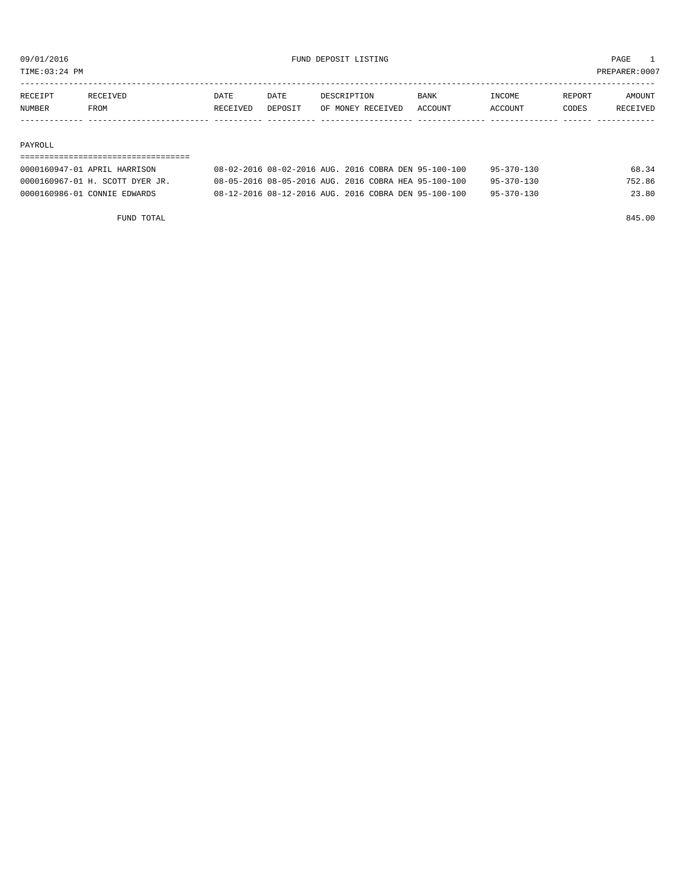09/01/2016 FUND DEPOSIT LISTING

TIME:03:24 PM PREPARER:0007

| RECEIPT NUMBER | RECEIVED FROM | DATE RECEIVED | DATE DEPOSIT | DESCRIPTION OF MONEY RECEIVED | BANK ACCOUNT | INCOME ACCOUNT | REPORT CODES | AMOUNT RECEIVED |
|---|---|---|---|---|---|---|---|---|
| **PAYROLL** | | | | | | | | |
| 0000160947-01 | APRIL HARRISON | 08-02-2016 | 08-02-2016 | AUG. 2016 COBRA DEN | 95-100-100 | 95-370-130 | | 68.34 |
| 0000160967-01 | H. SCOTT DYER JR. | 08-05-2016 | 08-05-2016 | AUG. 2016 COBRA HEA | 95-100-100 | 95-370-130 | | 752.86 |
| 0000160986-01 | CONNIE EDWARDS | 08-12-2016 | 08-12-2016 | AUG. 2016 COBRA DEN | 95-100-100 | 95-370-130 | | 23.80 |
| | FUND TOTAL | | | | | | | 845.00 |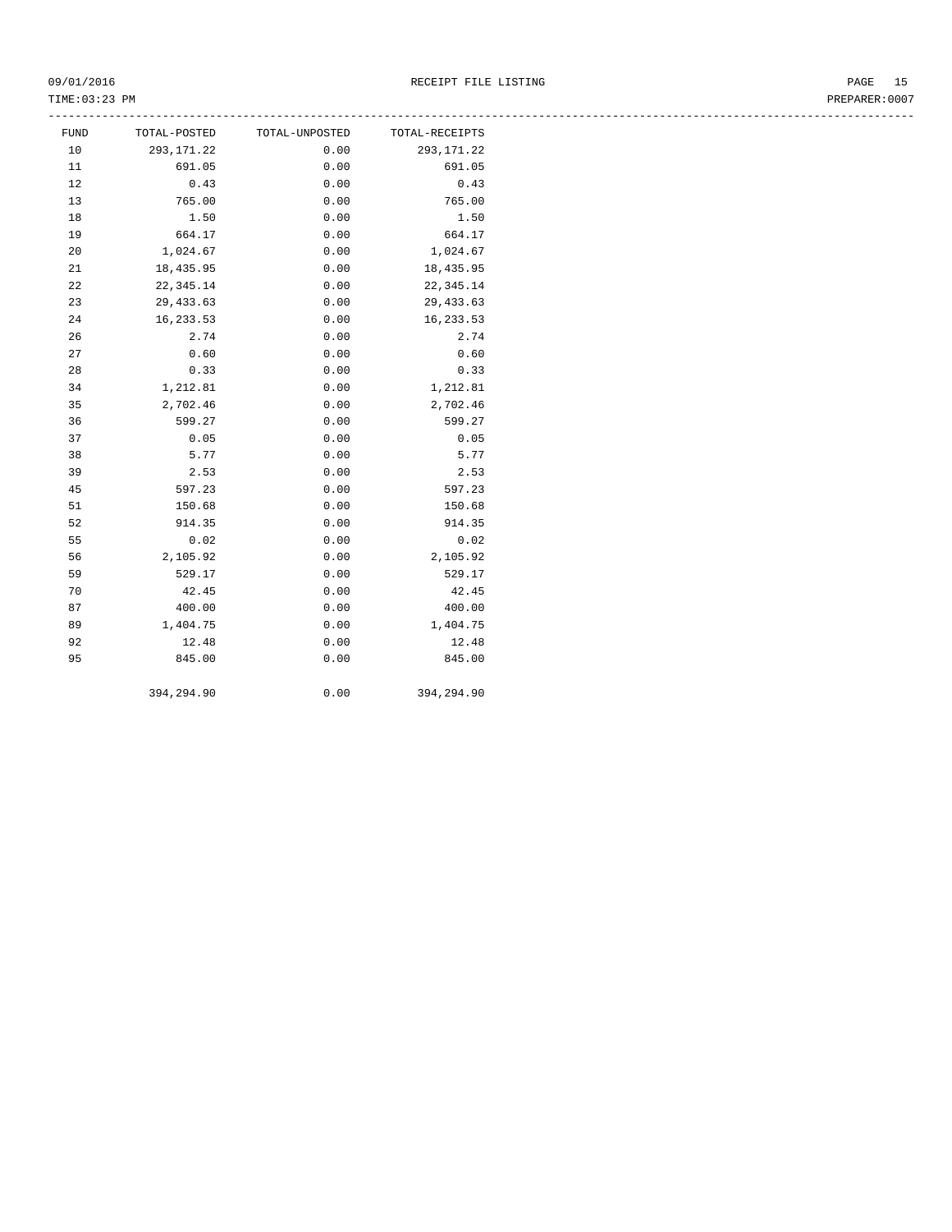| FUND | TOTAL-POSTED | TOTAL-UNPOSTED | TOTAL-RECEIPTS |
|---|---|---|---|
| 10 | 293,171.22 | 0.00 | 293,171.22 |
| 11 | 691.05 | 0.00 | 691.05 |
| 12 | 0.43 | 0.00 | 0.43 |
| 13 | 765.00 | 0.00 | 765.00 |
| 18 | 1.50 | 0.00 | 1.50 |
| 19 | 664.17 | 0.00 | 664.17 |
| 20 | 1,024.67 | 0.00 | 1,024.67 |
| 21 | 18,435.95 | 0.00 | 18,435.95 |
| 22 | 22,345.14 | 0.00 | 22,345.14 |
| 23 | 29,433.63 | 0.00 | 29,433.63 |
| 24 | 16,233.53 | 0.00 | 16,233.53 |
| 26 | 2.74 | 0.00 | 2.74 |
| 27 | 0.60 | 0.00 | 0.60 |
| 28 | 0.33 | 0.00 | 0.33 |
| 34 | 1,212.81 | 0.00 | 1,212.81 |
| 35 | 2,702.46 | 0.00 | 2,702.46 |
| 36 | 599.27 | 0.00 | 599.27 |
| 37 | 0.05 | 0.00 | 0.05 |
| 38 | 5.77 | 0.00 | 5.77 |
| 39 | 2.53 | 0.00 | 2.53 |
| 45 | 597.23 | 0.00 | 597.23 |
| 51 | 150.68 | 0.00 | 150.68 |
| 52 | 914.35 | 0.00 | 914.35 |
| 55 | 0.02 | 0.00 | 0.02 |
| 56 | 2,105.92 | 0.00 | 2,105.92 |
| 59 | 529.17 | 0.00 | 529.17 |
| 70 | 42.45 | 0.00 | 42.45 |
| 87 | 400.00 | 0.00 | 400.00 |
| 89 | 1,404.75 | 0.00 | 1,404.75 |
| 92 | 12.48 | 0.00 | 12.48 |
| 95 | 845.00 | 0.00 | 845.00 |
| | 394,294.90 | 0.00 | 394,294.90 |